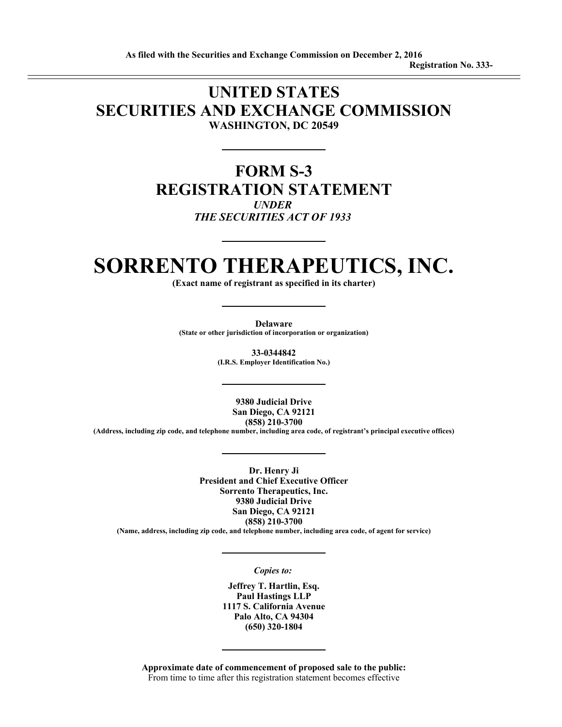**As filed with the Securities and Exchange Commission on December 2, 2016**

**Registration No. 333-**

---

# UNITED STATES
# SECURITIES AND EXCHANGE COMMISSION
**WASHINGTON, DC 20549**

---

## FORM S-3
## REGISTRATION STATEMENT
***UNDER***
***THE SECURITIES ACT OF 1933***

---

# SORRENTO THERAPEUTICS, INC.
**(Exact name of registrant as specified in its charter)**

---

**Delaware**
**(State or other jurisdiction of incorporation or organization)**

**33-0344842**
**(I.R.S. Employer Identification No.)**

---

**9380 Judicial Drive**
**San Diego, CA 92121**
**(858) 210-3700**
**(Address, including zip code, and telephone number, including area code, of registrant's principal executive offices)**

---

**Dr. Henry Ji**
**President and Chief Executive Officer**
**Sorrento Therapeutics, Inc.**
**9380 Judicial Drive**
**San Diego, CA 92121**
**(858) 210-3700**
**(Name, address, including zip code, and telephone number, including area code, of agent for service)**

---

*Copies to:*

**Jeffrey T. Hartlin, Esq.**
**Paul Hastings LLP**
**1117 S. California Avenue**
**Palo Alto, CA 94304**
**(650) 320-1804**

---

**Approximate date of commencement of proposed sale to the public:**
From time to time after this registration statement becomes effective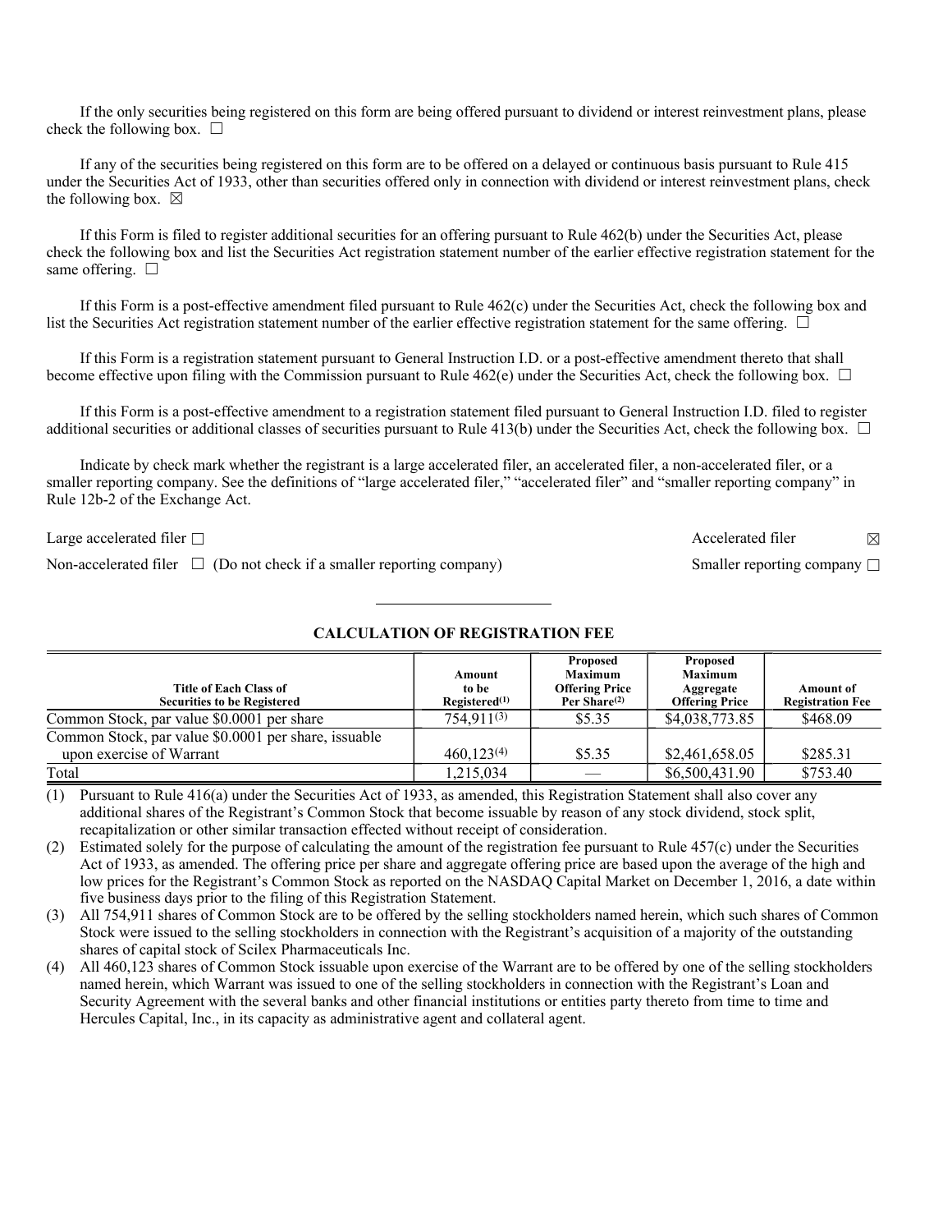If the only securities being registered on this form are being offered pursuant to dividend or interest reinvestment plans, please check the following box. ☐

If any of the securities being registered on this form are to be offered on a delayed or continuous basis pursuant to Rule 415 under the Securities Act of 1933, other than securities offered only in connection with dividend or interest reinvestment plans, check the following box. ☒

If this Form is filed to register additional securities for an offering pursuant to Rule 462(b) under the Securities Act, please check the following box and list the Securities Act registration statement number of the earlier effective registration statement for the same offering. ☐

If this Form is a post-effective amendment filed pursuant to Rule 462(c) under the Securities Act, check the following box and list the Securities Act registration statement number of the earlier effective registration statement for the same offering. ☐

If this Form is a registration statement pursuant to General Instruction I.D. or a post-effective amendment thereto that shall become effective upon filing with the Commission pursuant to Rule 462(e) under the Securities Act, check the following box. ☐

If this Form is a post-effective amendment to a registration statement filed pursuant to General Instruction I.D. filed to register additional securities or additional classes of securities pursuant to Rule 413(b) under the Securities Act, check the following box. ☐

Indicate by check mark whether the registrant is a large accelerated filer, an accelerated filer, a non-accelerated filer, or a smaller reporting company. See the definitions of "large accelerated filer," "accelerated filer" and "smaller reporting company" in Rule 12b-2 of the Exchange Act.

Large accelerated filer ☐ Accelerated filer ☒

Non-accelerated filer ☐ (Do not check if a smaller reporting company) Smaller reporting company ☐

**CALCULATION OF REGISTRATION FEE**

| Title of Each Class of Securities to be Registered | Amount to be Registered[(1)] | Proposed Maximum Offering Price Per Share[(2)] | Proposed Maximum Aggregate Offering Price | Amount of Registration Fee |
|---|---|---|---|---|
| Common Stock, par value $0.0001 per share | 754,911[(3)] | $5.35 | $4,038,773.85 | $468.09 |
| Common Stock, par value $0.0001 per share, issuable upon exercise of Warrant | 460,123[(4)] | $5.35 | $2,461,658.05 | $285.31 |
| Total | 1,215,034 | — | $6,500,431.90 | $753.40 |

(1) Pursuant to Rule 416(a) under the Securities Act of 1933, as amended, this Registration Statement shall also cover any additional shares of the Registrant's Common Stock that become issuable by reason of any stock dividend, stock split, recapitalization or other similar transaction effected without receipt of consideration.

(2) Estimated solely for the purpose of calculating the amount of the registration fee pursuant to Rule 457(c) under the Securities Act of 1933, as amended. The offering price per share and aggregate offering price are based upon the average of the high and low prices for the Registrant's Common Stock as reported on the NASDAQ Capital Market on December 1, 2016, a date within five business days prior to the filing of this Registration Statement.

(3) All 754,911 shares of Common Stock are to be offered by the selling stockholders named herein, which such shares of Common Stock were issued to the selling stockholders in connection with the Registrant's acquisition of a majority of the outstanding shares of capital stock of Scilex Pharmaceuticals Inc.

(4) All 460,123 shares of Common Stock issuable upon exercise of the Warrant are to be offered by one of the selling stockholders named herein, which Warrant was issued to one of the selling stockholders in connection with the Registrant's Loan and Security Agreement with the several banks and other financial institutions or entities party thereto from time to time and Hercules Capital, Inc., in its capacity as administrative agent and collateral agent.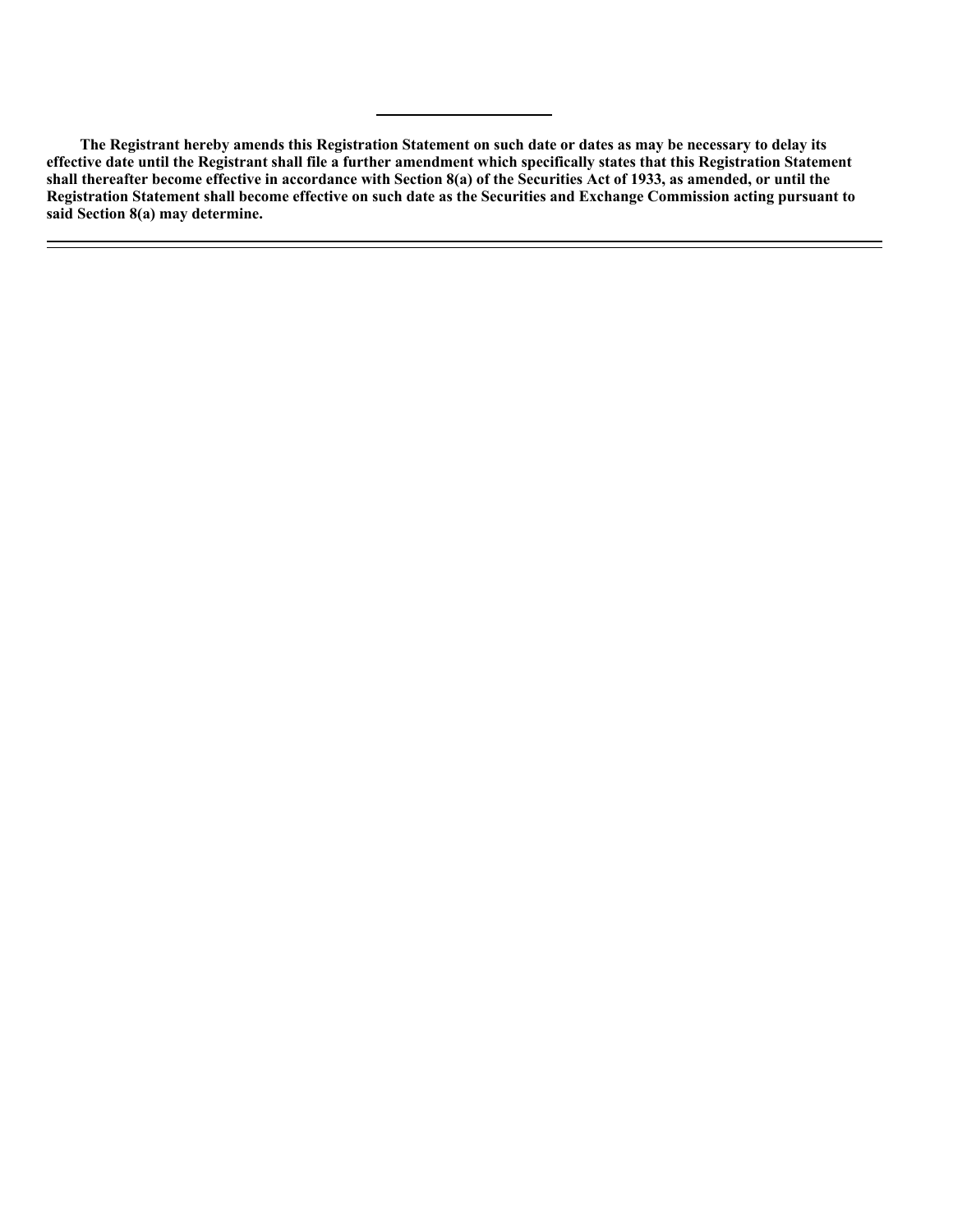---

**The Registrant hereby amends this Registration Statement on such date or dates as may be necessary to delay its effective date until the Registrant shall file a further amendment which specifically states that this Registration Statement shall thereafter become effective in accordance with Section 8(a) of the Securities Act of 1933, as amended, or until the Registration Statement shall become effective on such date as the Securities and Exchange Commission acting pursuant to said Section 8(a) may determine.**

---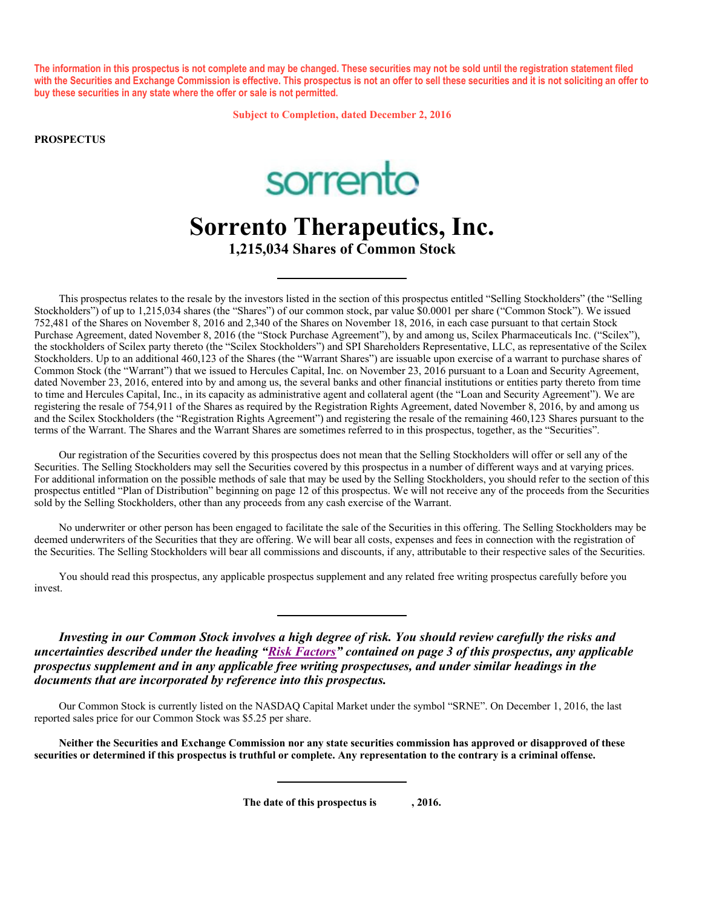**The information in this prospectus is not complete and may be changed. These securities may not be sold until the registration statement filed with the Securities and Exchange Commission is effective. This prospectus is not an offer to sell these securities and it is not soliciting an offer to buy these securities in any state where the offer or sale is not permitted.**

**Subject to Completion, dated December 2, 2016**

**PROSPECTUS**

sorrento

# Sorrento Therapeutics, Inc.

## 1,215,034 Shares of Common Stock

This prospectus relates to the resale by the investors listed in the section of this prospectus entitled "Selling Stockholders" (the "Selling Stockholders") of up to 1,215,034 shares (the "Shares") of our common stock, par value $0.0001 per share ("Common Stock"). We issued 752,481 of the Shares on November 8, 2016 and 2,340 of the Shares on November 18, 2016, in each case pursuant to that certain Stock Purchase Agreement, dated November 8, 2016 (the "Stock Purchase Agreement"), by and among us, Scilex Pharmaceuticals Inc. ("Scilex"), the stockholders of Scilex party thereto (the "Scilex Stockholders") and SPI Shareholders Representative, LLC, as representative of the Scilex Stockholders. Up to an additional 460,123 of the Shares (the "Warrant Shares") are issuable upon exercise of a warrant to purchase shares of Common Stock (the "Warrant") that we issued to Hercules Capital, Inc. on November 23, 2016 pursuant to a Loan and Security Agreement, dated November 23, 2016, entered into by and among us, the several banks and other financial institutions or entities party thereto from time to time and Hercules Capital, Inc., in its capacity as administrative agent and collateral agent (the "Loan and Security Agreement"). We are registering the resale of 754,911 of the Shares as required by the Registration Rights Agreement, dated November 8, 2016, by and among us and the Scilex Stockholders (the "Registration Rights Agreement") and registering the resale of the remaining 460,123 Shares pursuant to the terms of the Warrant. The Shares and the Warrant Shares are sometimes referred to in this prospectus, together, as the "Securities".

Our registration of the Securities covered by this prospectus does not mean that the Selling Stockholders will offer or sell any of the Securities. The Selling Stockholders may sell the Securities covered by this prospectus in a number of different ways and at varying prices. For additional information on the possible methods of sale that may be used by the Selling Stockholders, you should refer to the section of this prospectus entitled "Plan of Distribution" beginning on page 12 of this prospectus. We will not receive any of the proceeds from the Securities sold by the Selling Stockholders, other than any proceeds from any cash exercise of the Warrant.

No underwriter or other person has been engaged to facilitate the sale of the Securities in this offering. The Selling Stockholders may be deemed underwriters of the Securities that they are offering. We will bear all costs, expenses and fees in connection with the registration of the Securities. The Selling Stockholders will bear all commissions and discounts, if any, attributable to their respective sales of the Securities.

You should read this prospectus, any applicable prospectus supplement and any related free writing prospectus carefully before you invest.

***Investing in our Common Stock involves a high degree of risk. You should review carefully the risks and uncertainties described under the heading "Risk Factors" contained on page 3 of this prospectus, any applicable prospectus supplement and in any applicable free writing prospectuses, and under similar headings in the documents that are incorporated by reference into this prospectus.***

Our Common Stock is currently listed on the NASDAQ Capital Market under the symbol "SRNE". On December 1, 2016, the last reported sales price for our Common Stock was $5.25 per share.

**Neither the Securities and Exchange Commission nor any state securities commission has approved or disapproved of these securities or determined if this prospectus is truthful or complete. Any representation to the contrary is a criminal offense.**

**The date of this prospectus is , 2016.**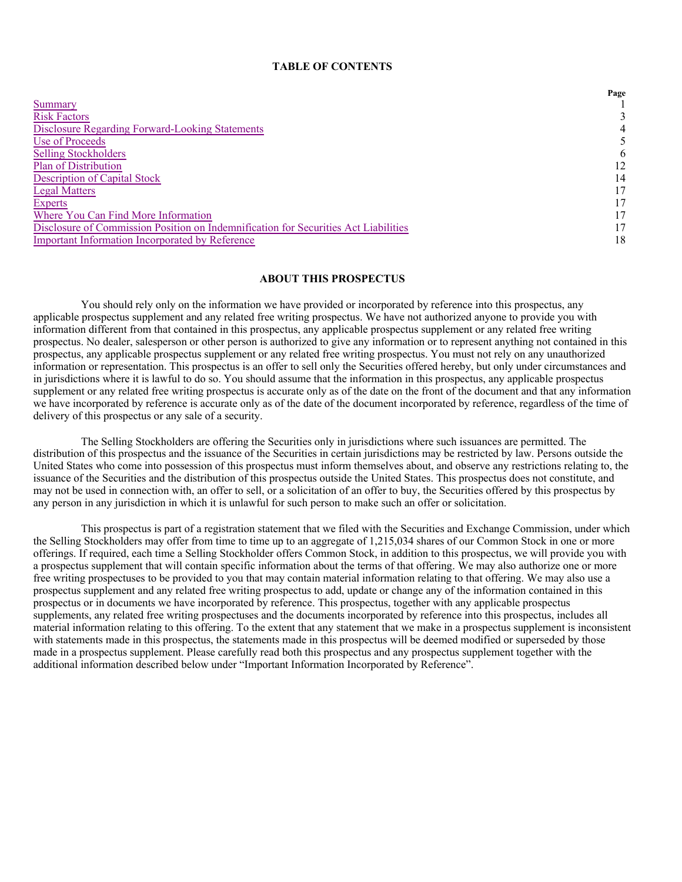## TABLE OF CONTENTS

| | Page |
|---|---|
| Summary | 1 |
| Risk Factors | 3 |
| Disclosure Regarding Forward-Looking Statements | 4 |
| Use of Proceeds | 5 |
| Selling Stockholders | 6 |
| Plan of Distribution | 12 |
| Description of Capital Stock | 14 |
| Legal Matters | 17 |
| Experts | 17 |
| Where You Can Find More Information | 17 |
| Disclosure of Commission Position on Indemnification for Securities Act Liabilities | 17 |
| Important Information Incorporated by Reference | 18 |

## ABOUT THIS PROSPECTUS

You should rely only on the information we have provided or incorporated by reference into this prospectus, any applicable prospectus supplement and any related free writing prospectus. We have not authorized anyone to provide you with information different from that contained in this prospectus, any applicable prospectus supplement or any related free writing prospectus. No dealer, salesperson or other person is authorized to give any information or to represent anything not contained in this prospectus, any applicable prospectus supplement or any related free writing prospectus. You must not rely on any unauthorized information or representation. This prospectus is an offer to sell only the Securities offered hereby, but only under circumstances and in jurisdictions where it is lawful to do so. You should assume that the information in this prospectus, any applicable prospectus supplement or any related free writing prospectus is accurate only as of the date on the front of the document and that any information we have incorporated by reference is accurate only as of the date of the document incorporated by reference, regardless of the time of delivery of this prospectus or any sale of a security.

The Selling Stockholders are offering the Securities only in jurisdictions where such issuances are permitted. The distribution of this prospectus and the issuance of the Securities in certain jurisdictions may be restricted by law. Persons outside the United States who come into possession of this prospectus must inform themselves about, and observe any restrictions relating to, the issuance of the Securities and the distribution of this prospectus outside the United States. This prospectus does not constitute, and may not be used in connection with, an offer to sell, or a solicitation of an offer to buy, the Securities offered by this prospectus by any person in any jurisdiction in which it is unlawful for such person to make such an offer or solicitation.

This prospectus is part of a registration statement that we filed with the Securities and Exchange Commission, under which the Selling Stockholders may offer from time to time up to an aggregate of 1,215,034 shares of our Common Stock in one or more offerings. If required, each time a Selling Stockholder offers Common Stock, in addition to this prospectus, we will provide you with a prospectus supplement that will contain specific information about the terms of that offering. We may also authorize one or more free writing prospectuses to be provided to you that may contain material information relating to that offering. We may also use a prospectus supplement and any related free writing prospectus to add, update or change any of the information contained in this prospectus or in documents we have incorporated by reference. This prospectus, together with any applicable prospectus supplements, any related free writing prospectuses and the documents incorporated by reference into this prospectus, includes all material information relating to this offering. To the extent that any statement that we make in a prospectus supplement is inconsistent with statements made in this prospectus, the statements made in this prospectus will be deemed modified or superseded by those made in a prospectus supplement. Please carefully read both this prospectus and any prospectus supplement together with the additional information described below under "Important Information Incorporated by Reference".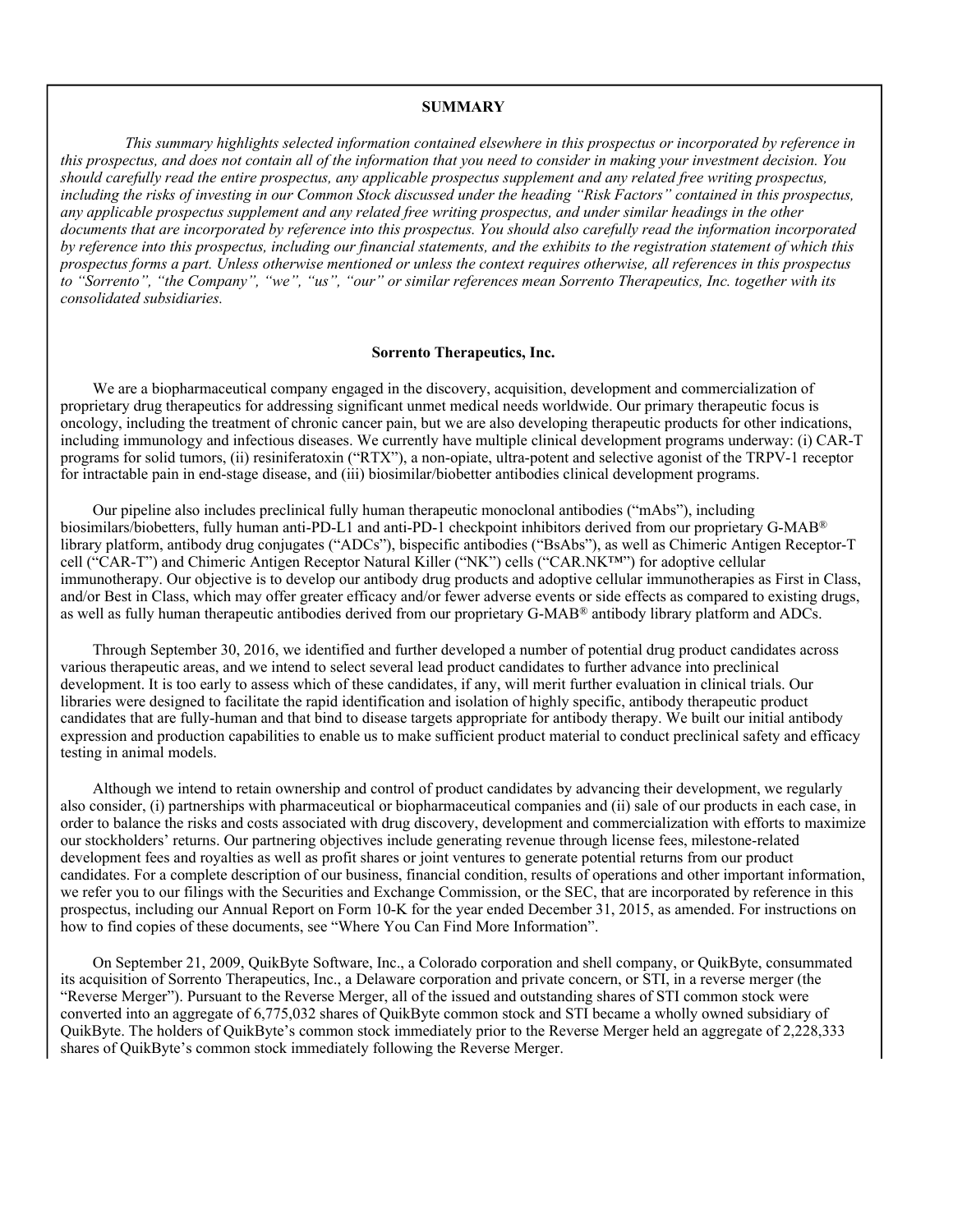## SUMMARY

*This summary highlights selected information contained elsewhere in this prospectus or incorporated by reference in this prospectus, and does not contain all of the information that you need to consider in making your investment decision. You should carefully read the entire prospectus, any applicable prospectus supplement and any related free writing prospectus, including the risks of investing in our Common Stock discussed under the heading "Risk Factors" contained in this prospectus, any applicable prospectus supplement and any related free writing prospectus, and under similar headings in the other documents that are incorporated by reference into this prospectus. You should also carefully read the information incorporated by reference into this prospectus, including our financial statements, and the exhibits to the registration statement of which this prospectus forms a part. Unless otherwise mentioned or unless the context requires otherwise, all references in this prospectus to "Sorrento", "the Company", "we", "us", "our" or similar references mean Sorrento Therapeutics, Inc. together with its consolidated subsidiaries.*

### Sorrento Therapeutics, Inc.

We are a biopharmaceutical company engaged in the discovery, acquisition, development and commercialization of proprietary drug therapeutics for addressing significant unmet medical needs worldwide. Our primary therapeutic focus is oncology, including the treatment of chronic cancer pain, but we are also developing therapeutic products for other indications, including immunology and infectious diseases. We currently have multiple clinical development programs underway: (i) CAR-T programs for solid tumors, (ii) resiniferatoxin ("RTX"), a non-opiate, ultra-potent and selective agonist of the TRPV-1 receptor for intractable pain in end-stage disease, and (iii) biosimilar/biobetter antibodies clinical development programs.

Our pipeline also includes preclinical fully human therapeutic monoclonal antibodies ("mAbs"), including biosimilars/biobetters, fully human anti-PD-L1 and anti-PD-1 checkpoint inhibitors derived from our proprietary G-MAB® library platform, antibody drug conjugates ("ADCs"), bispecific antibodies ("BsAbs"), as well as Chimeric Antigen Receptor-T cell ("CAR-T") and Chimeric Antigen Receptor Natural Killer ("NK") cells ("CAR.NK™") for adoptive cellular immunotherapy. Our objective is to develop our antibody drug products and adoptive cellular immunotherapies as First in Class, and/or Best in Class, which may offer greater efficacy and/or fewer adverse events or side effects as compared to existing drugs, as well as fully human therapeutic antibodies derived from our proprietary G-MAB® antibody library platform and ADCs.

Through September 30, 2016, we identified and further developed a number of potential drug product candidates across various therapeutic areas, and we intend to select several lead product candidates to further advance into preclinical development. It is too early to assess which of these candidates, if any, will merit further evaluation in clinical trials. Our libraries were designed to facilitate the rapid identification and isolation of highly specific, antibody therapeutic product candidates that are fully-human and that bind to disease targets appropriate for antibody therapy. We built our initial antibody expression and production capabilities to enable us to make sufficient product material to conduct preclinical safety and efficacy testing in animal models.

Although we intend to retain ownership and control of product candidates by advancing their development, we regularly also consider, (i) partnerships with pharmaceutical or biopharmaceutical companies and (ii) sale of our products in each case, in order to balance the risks and costs associated with drug discovery, development and commercialization with efforts to maximize our stockholders' returns. Our partnering objectives include generating revenue through license fees, milestone-related development fees and royalties as well as profit shares or joint ventures to generate potential returns from our product candidates. For a complete description of our business, financial condition, results of operations and other important information, we refer you to our filings with the Securities and Exchange Commission, or the SEC, that are incorporated by reference in this prospectus, including our Annual Report on Form 10-K for the year ended December 31, 2015, as amended. For instructions on how to find copies of these documents, see "Where You Can Find More Information".

On September 21, 2009, QuikByte Software, Inc., a Colorado corporation and shell company, or QuikByte, consummated its acquisition of Sorrento Therapeutics, Inc., a Delaware corporation and private concern, or STI, in a reverse merger (the "Reverse Merger"). Pursuant to the Reverse Merger, all of the issued and outstanding shares of STI common stock were converted into an aggregate of 6,775,032 shares of QuikByte common stock and STI became a wholly owned subsidiary of QuikByte. The holders of QuikByte's common stock immediately prior to the Reverse Merger held an aggregate of 2,228,333 shares of QuikByte's common stock immediately following the Reverse Merger.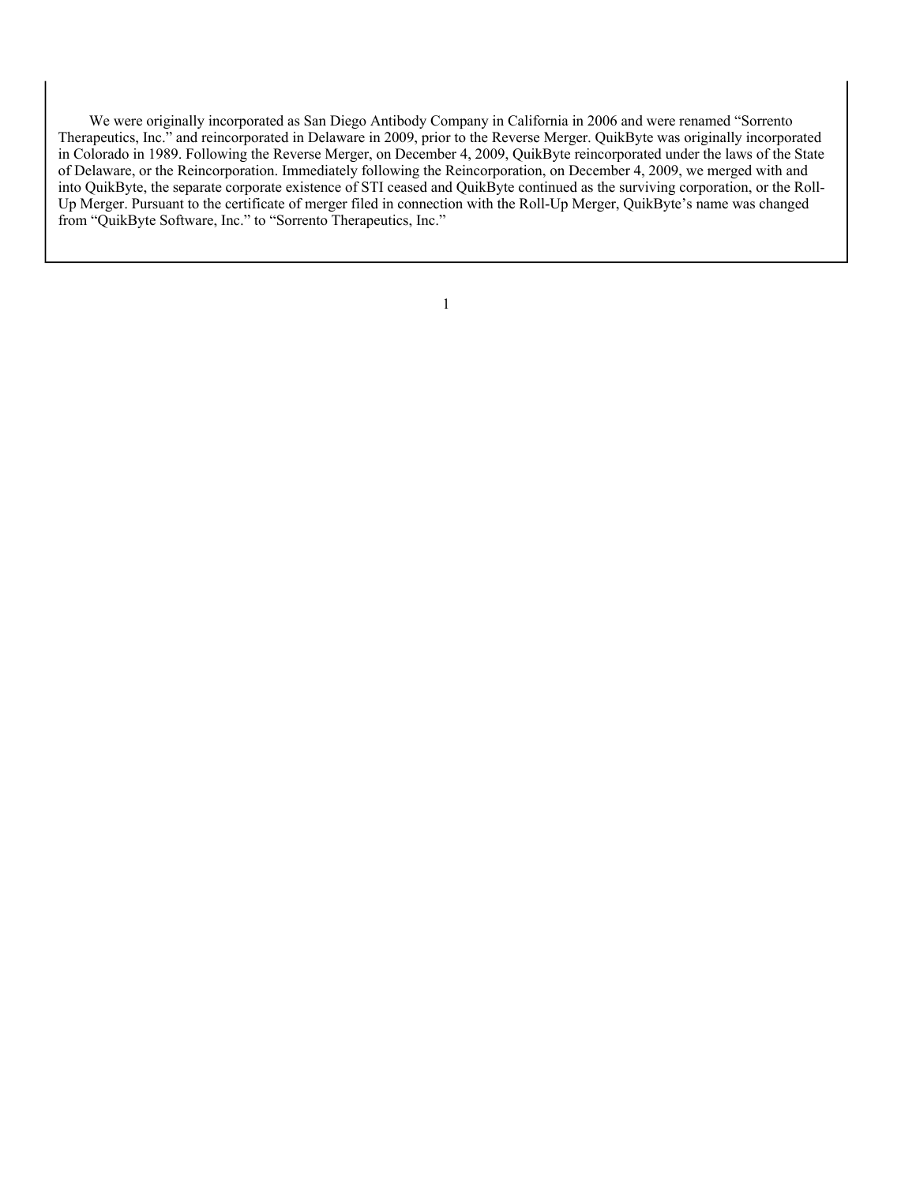We were originally incorporated as San Diego Antibody Company in California in 2006 and were renamed "Sorrento Therapeutics, Inc." and reincorporated in Delaware in 2009, prior to the Reverse Merger. QuikByte was originally incorporated in Colorado in 1989. Following the Reverse Merger, on December 4, 2009, QuikByte reincorporated under the laws of the State of Delaware, or the Reincorporation. Immediately following the Reincorporation, on December 4, 2009, we merged with and into QuikByte, the separate corporate existence of STI ceased and QuikByte continued as the surviving corporation, or the Roll-Up Merger. Pursuant to the certificate of merger filed in connection with the Roll-Up Merger, QuikByte's name was changed from "QuikByte Software, Inc." to "Sorrento Therapeutics, Inc."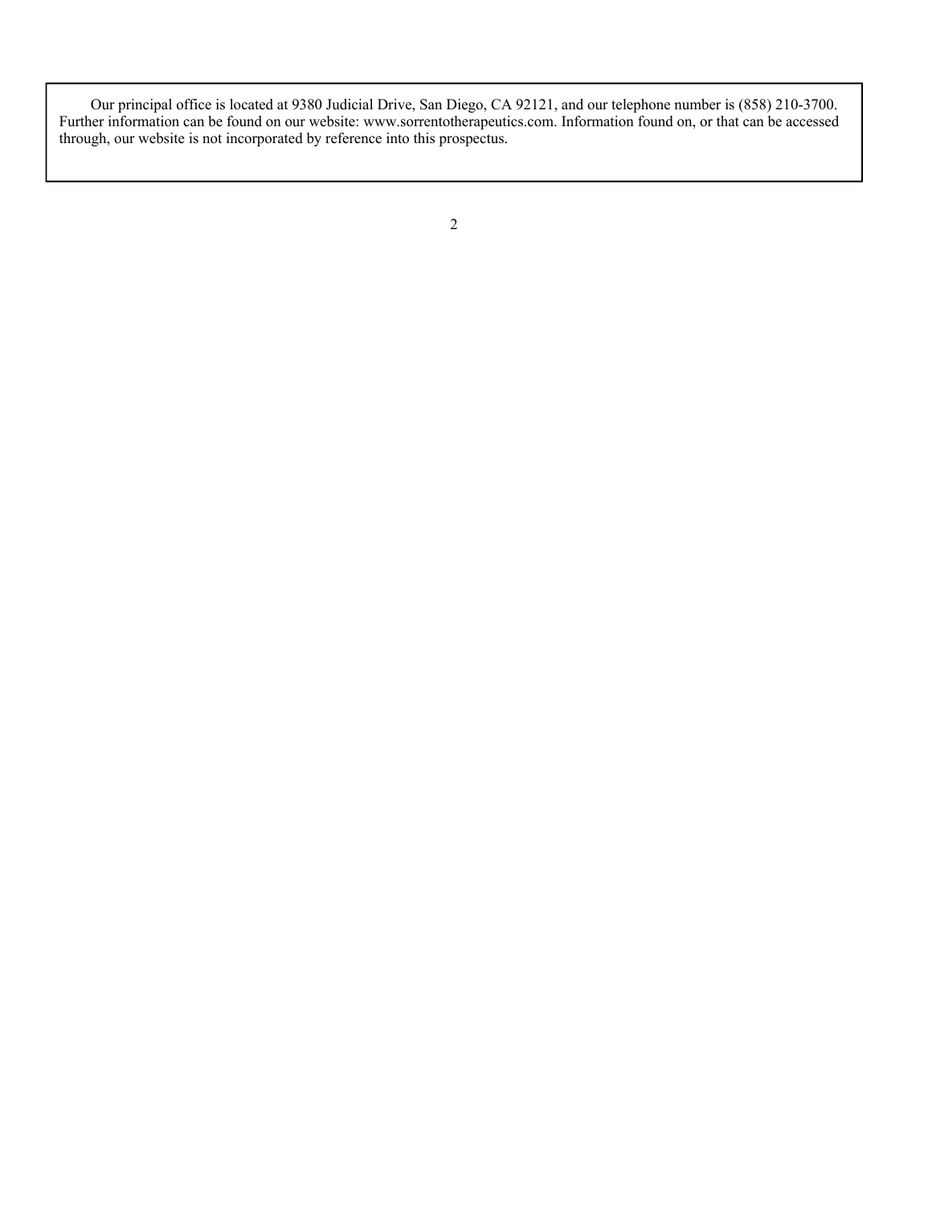Our principal office is located at 9380 Judicial Drive, San Diego, CA 92121, and our telephone number is (858) 210-3700. Further information can be found on our website: www.sorrentotherapeutics.com. Information found on, or that can be accessed through, our website is not incorporated by reference into this prospectus.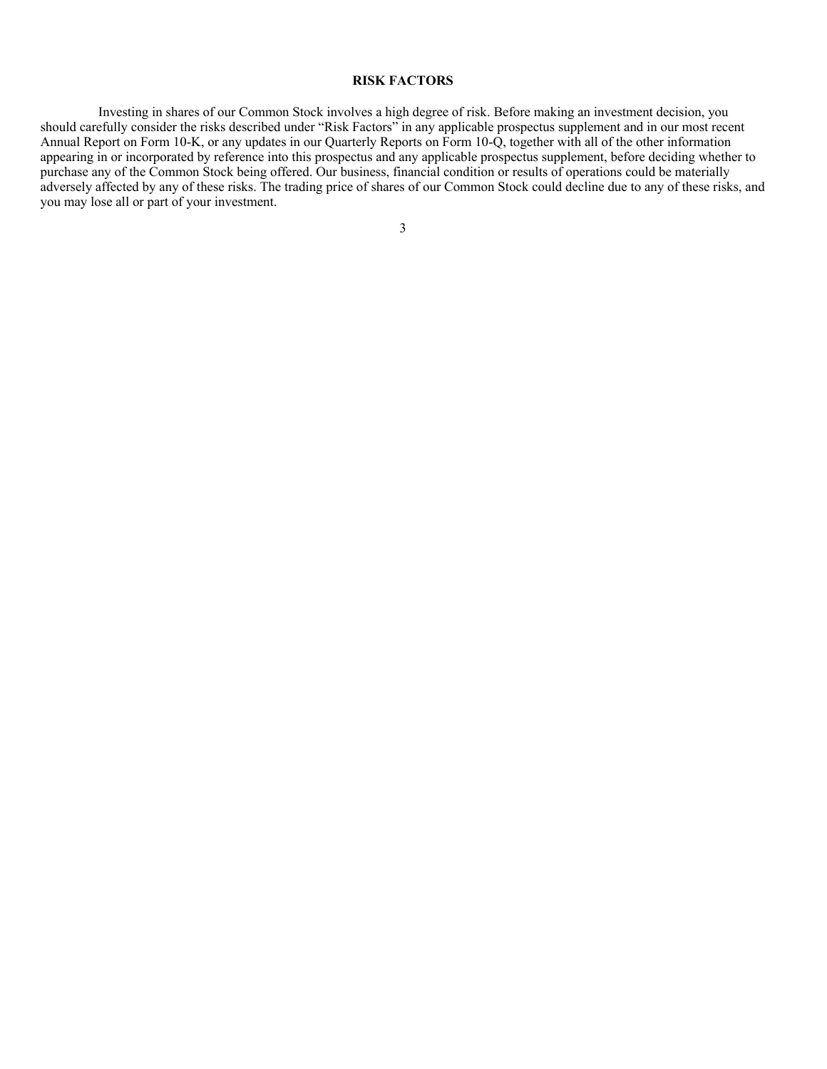## RISK FACTORS

Investing in shares of our Common Stock involves a high degree of risk. Before making an investment decision, you should carefully consider the risks described under "Risk Factors" in any applicable prospectus supplement and in our most recent Annual Report on Form 10-K, or any updates in our Quarterly Reports on Form 10-Q, together with all of the other information appearing in or incorporated by reference into this prospectus and any applicable prospectus supplement, before deciding whether to purchase any of the Common Stock being offered. Our business, financial condition or results of operations could be materially adversely affected by any of these risks. The trading price of shares of our Common Stock could decline due to any of these risks, and you may lose all or part of your investment.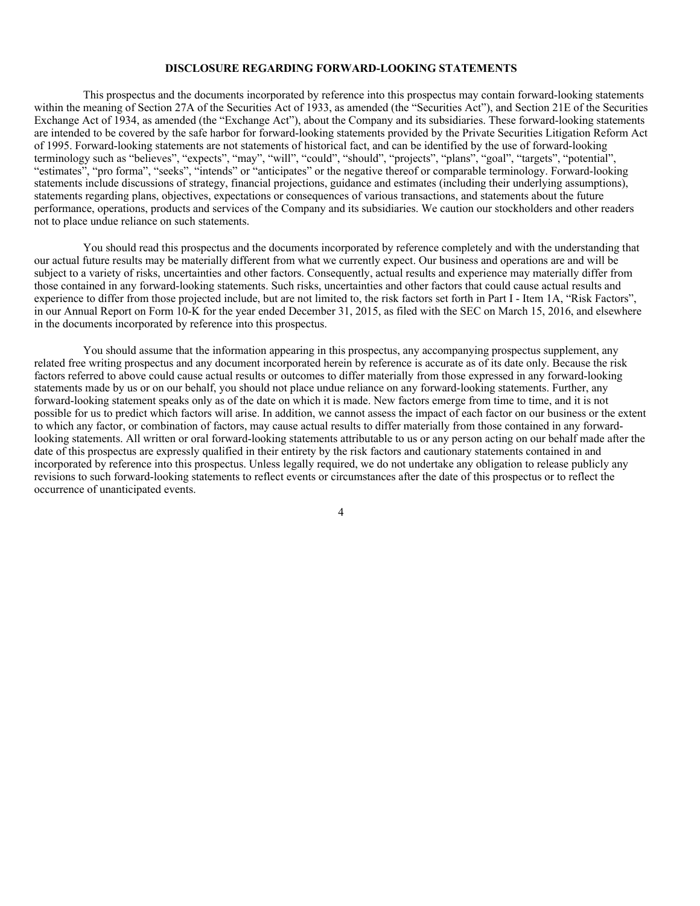## DISCLOSURE REGARDING FORWARD-LOOKING STATEMENTS

This prospectus and the documents incorporated by reference into this prospectus may contain forward-looking statements within the meaning of Section 27A of the Securities Act of 1933, as amended (the "Securities Act"), and Section 21E of the Securities Exchange Act of 1934, as amended (the "Exchange Act"), about the Company and its subsidiaries. These forward-looking statements are intended to be covered by the safe harbor for forward-looking statements provided by the Private Securities Litigation Reform Act of 1995. Forward-looking statements are not statements of historical fact, and can be identified by the use of forward-looking terminology such as "believes", "expects", "may", "will", "could", "should", "projects", "plans", "goal", "targets", "potential", "estimates", "pro forma", "seeks", "intends" or "anticipates" or the negative thereof or comparable terminology. Forward-looking statements include discussions of strategy, financial projections, guidance and estimates (including their underlying assumptions), statements regarding plans, objectives, expectations or consequences of various transactions, and statements about the future performance, operations, products and services of the Company and its subsidiaries. We caution our stockholders and other readers not to place undue reliance on such statements.

You should read this prospectus and the documents incorporated by reference completely and with the understanding that our actual future results may be materially different from what we currently expect. Our business and operations are and will be subject to a variety of risks, uncertainties and other factors. Consequently, actual results and experience may materially differ from those contained in any forward-looking statements. Such risks, uncertainties and other factors that could cause actual results and experience to differ from those projected include, but are not limited to, the risk factors set forth in Part I - Item 1A, "Risk Factors", in our Annual Report on Form 10-K for the year ended December 31, 2015, as filed with the SEC on March 15, 2016, and elsewhere in the documents incorporated by reference into this prospectus.

You should assume that the information appearing in this prospectus, any accompanying prospectus supplement, any related free writing prospectus and any document incorporated herein by reference is accurate as of its date only. Because the risk factors referred to above could cause actual results or outcomes to differ materially from those expressed in any forward-looking statements made by us or on our behalf, you should not place undue reliance on any forward-looking statements. Further, any forward-looking statement speaks only as of the date on which it is made. New factors emerge from time to time, and it is not possible for us to predict which factors will arise. In addition, we cannot assess the impact of each factor on our business or the extent to which any factor, or combination of factors, may cause actual results to differ materially from those contained in any forward-looking statements. All written or oral forward-looking statements attributable to us or any person acting on our behalf made after the date of this prospectus are expressly qualified in their entirety by the risk factors and cautionary statements contained in and incorporated by reference into this prospectus. Unless legally required, we do not undertake any obligation to release publicly any revisions to such forward-looking statements to reflect events or circumstances after the date of this prospectus or to reflect the occurrence of unanticipated events.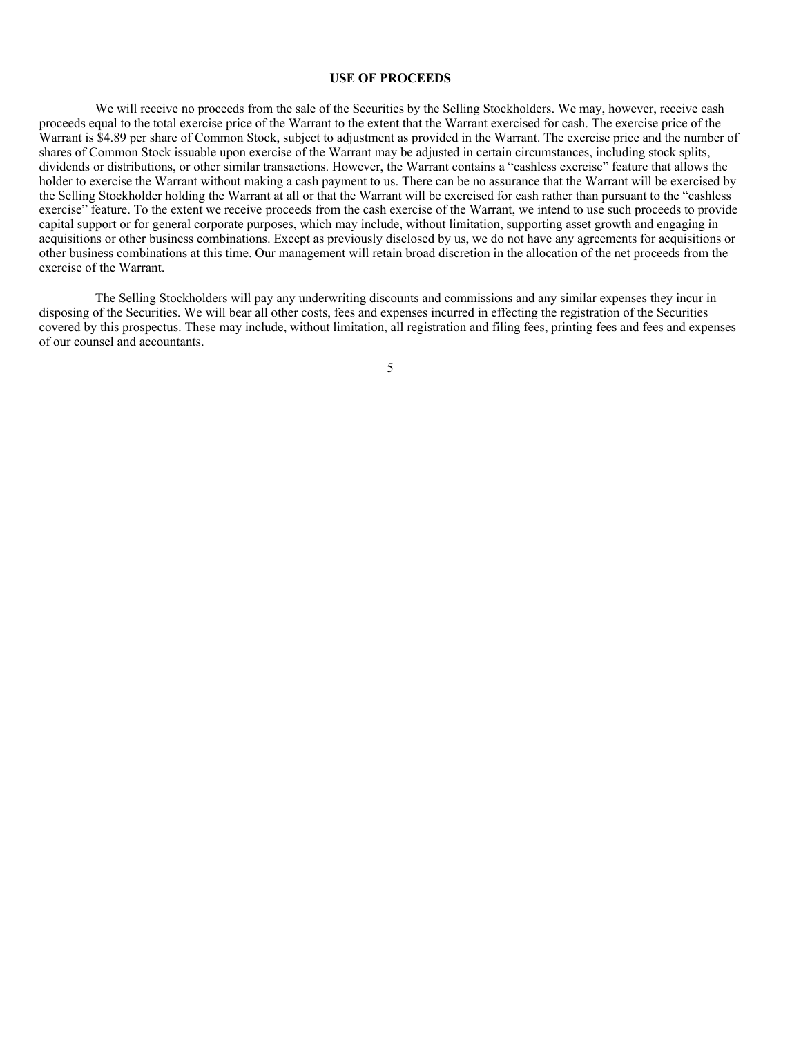## USE OF PROCEEDS

We will receive no proceeds from the sale of the Securities by the Selling Stockholders. We may, however, receive cash proceeds equal to the total exercise price of the Warrant to the extent that the Warrant exercised for cash. The exercise price of the Warrant is $4.89 per share of Common Stock, subject to adjustment as provided in the Warrant. The exercise price and the number of shares of Common Stock issuable upon exercise of the Warrant may be adjusted in certain circumstances, including stock splits, dividends or distributions, or other similar transactions. However, the Warrant contains a "cashless exercise" feature that allows the holder to exercise the Warrant without making a cash payment to us. There can be no assurance that the Warrant will be exercised by the Selling Stockholder holding the Warrant at all or that the Warrant will be exercised for cash rather than pursuant to the "cashless exercise" feature. To the extent we receive proceeds from the cash exercise of the Warrant, we intend to use such proceeds to provide capital support or for general corporate purposes, which may include, without limitation, supporting asset growth and engaging in acquisitions or other business combinations. Except as previously disclosed by us, we do not have any agreements for acquisitions or other business combinations at this time. Our management will retain broad discretion in the allocation of the net proceeds from the exercise of the Warrant.

The Selling Stockholders will pay any underwriting discounts and commissions and any similar expenses they incur in disposing of the Securities. We will bear all other costs, fees and expenses incurred in effecting the registration of the Securities covered by this prospectus. These may include, without limitation, all registration and filing fees, printing fees and fees and expenses of our counsel and accountants.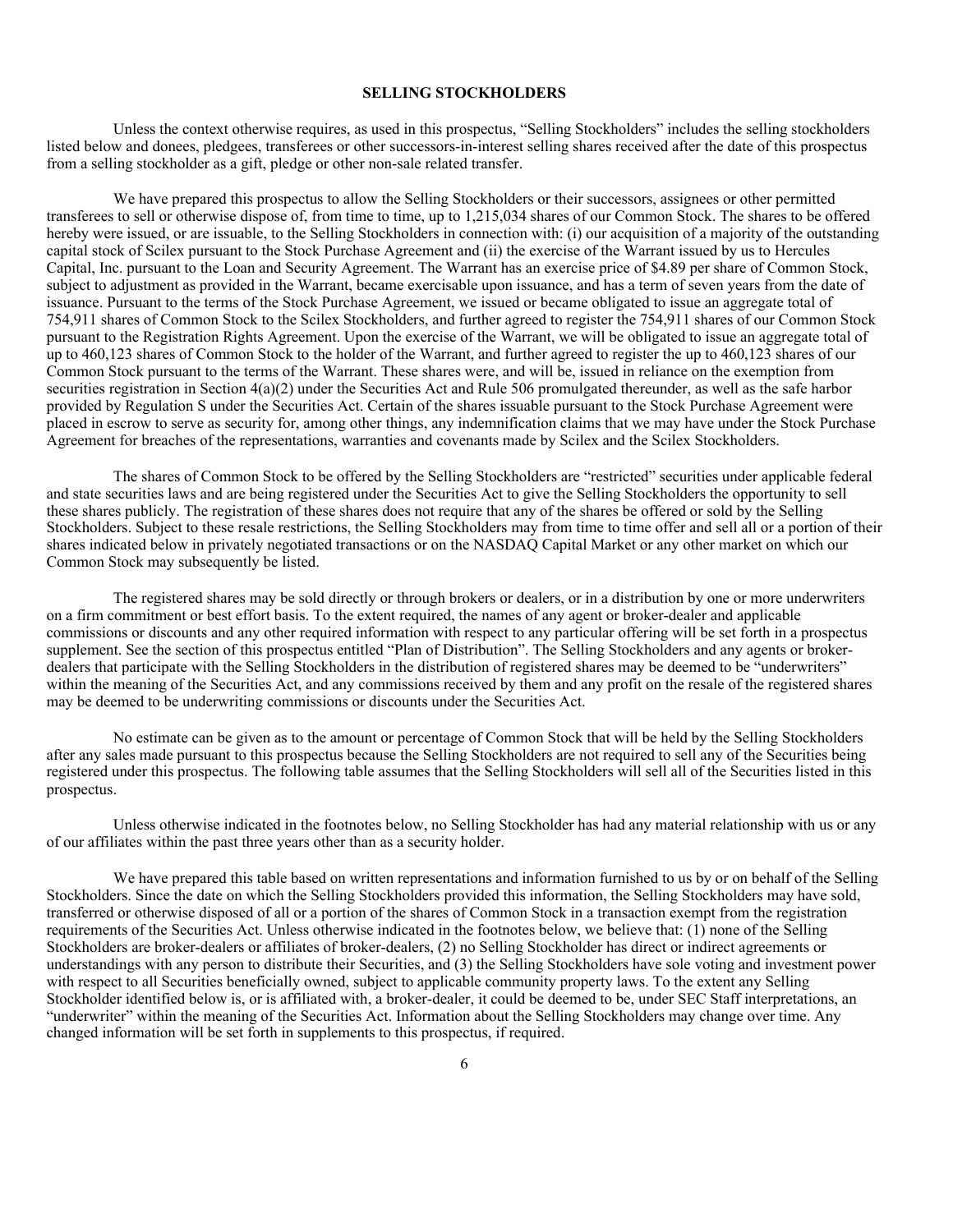## SELLING STOCKHOLDERS

Unless the context otherwise requires, as used in this prospectus, "Selling Stockholders" includes the selling stockholders listed below and donees, pledgees, transferees or other successors-in-interest selling shares received after the date of this prospectus from a selling stockholder as a gift, pledge or other non-sale related transfer.

We have prepared this prospectus to allow the Selling Stockholders or their successors, assignees or other permitted transferees to sell or otherwise dispose of, from time to time, up to 1,215,034 shares of our Common Stock. The shares to be offered hereby were issued, or are issuable, to the Selling Stockholders in connection with: (i) our acquisition of a majority of the outstanding capital stock of Scilex pursuant to the Stock Purchase Agreement and (ii) the exercise of the Warrant issued by us to Hercules Capital, Inc. pursuant to the Loan and Security Agreement. The Warrant has an exercise price of $4.89 per share of Common Stock, subject to adjustment as provided in the Warrant, became exercisable upon issuance, and has a term of seven years from the date of issuance. Pursuant to the terms of the Stock Purchase Agreement, we issued or became obligated to issue an aggregate total of 754,911 shares of Common Stock to the Scilex Stockholders, and further agreed to register the 754,911 shares of our Common Stock pursuant to the Registration Rights Agreement. Upon the exercise of the Warrant, we will be obligated to issue an aggregate total of up to 460,123 shares of Common Stock to the holder of the Warrant, and further agreed to register the up to 460,123 shares of our Common Stock pursuant to the terms of the Warrant. These shares were, and will be, issued in reliance on the exemption from securities registration in Section 4(a)(2) under the Securities Act and Rule 506 promulgated thereunder, as well as the safe harbor provided by Regulation S under the Securities Act. Certain of the shares issuable pursuant to the Stock Purchase Agreement were placed in escrow to serve as security for, among other things, any indemnification claims that we may have under the Stock Purchase Agreement for breaches of the representations, warranties and covenants made by Scilex and the Scilex Stockholders.

The shares of Common Stock to be offered by the Selling Stockholders are "restricted" securities under applicable federal and state securities laws and are being registered under the Securities Act to give the Selling Stockholders the opportunity to sell these shares publicly. The registration of these shares does not require that any of the shares be offered or sold by the Selling Stockholders. Subject to these resale restrictions, the Selling Stockholders may from time to time offer and sell all or a portion of their shares indicated below in privately negotiated transactions or on the NASDAQ Capital Market or any other market on which our Common Stock may subsequently be listed.

The registered shares may be sold directly or through brokers or dealers, or in a distribution by one or more underwriters on a firm commitment or best effort basis. To the extent required, the names of any agent or broker-dealer and applicable commissions or discounts and any other required information with respect to any particular offering will be set forth in a prospectus supplement. See the section of this prospectus entitled "Plan of Distribution". The Selling Stockholders and any agents or broker-dealers that participate with the Selling Stockholders in the distribution of registered shares may be deemed to be "underwriters" within the meaning of the Securities Act, and any commissions received by them and any profit on the resale of the registered shares may be deemed to be underwriting commissions or discounts under the Securities Act.

No estimate can be given as to the amount or percentage of Common Stock that will be held by the Selling Stockholders after any sales made pursuant to this prospectus because the Selling Stockholders are not required to sell any of the Securities being registered under this prospectus. The following table assumes that the Selling Stockholders will sell all of the Securities listed in this prospectus.

Unless otherwise indicated in the footnotes below, no Selling Stockholder has had any material relationship with us or any of our affiliates within the past three years other than as a security holder.

We have prepared this table based on written representations and information furnished to us by or on behalf of the Selling Stockholders. Since the date on which the Selling Stockholders provided this information, the Selling Stockholders may have sold, transferred or otherwise disposed of all or a portion of the shares of Common Stock in a transaction exempt from the registration requirements of the Securities Act. Unless otherwise indicated in the footnotes below, we believe that: (1) none of the Selling Stockholders are broker-dealers or affiliates of broker-dealers, (2) no Selling Stockholder has direct or indirect agreements or understandings with any person to distribute their Securities, and (3) the Selling Stockholders have sole voting and investment power with respect to all Securities beneficially owned, subject to applicable community property laws. To the extent any Selling Stockholder identified below is, or is affiliated with, a broker-dealer, it could be deemed to be, under SEC Staff interpretations, an "underwriter" within the meaning of the Securities Act. Information about the Selling Stockholders may change over time. Any changed information will be set forth in supplements to this prospectus, if required.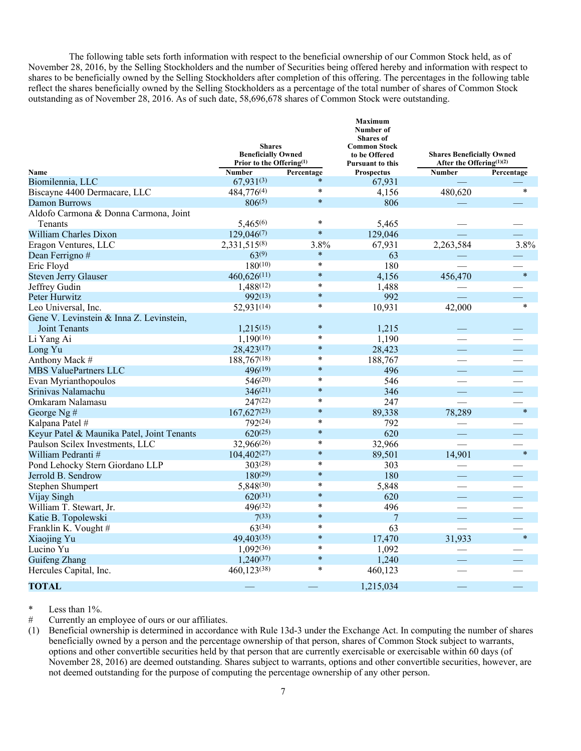The following table sets forth information with respect to the beneficial ownership of our Common Stock held, as of November 28, 2016, by the Selling Stockholders and the number of Securities being offered hereby and information with respect to shares to be beneficially owned by the Selling Stockholders after completion of this offering. The percentages in the following table reflect the shares beneficially owned by the Selling Stockholders as a percentage of the total number of shares of Common Stock outstanding as of November 28, 2016. As of such date, 58,696,678 shares of Common Stock were outstanding.

| Name | Shares Beneficially Owned Prior to the Offering(1) | | Maximum Number of Shares of Common Stock to be Offered Pursuant to this Prospectus | Shares Beneficially Owned After the Offering(1)(2) | |
|---|---|---|---|---|---|
| | Number | Percentage | | Number | Percentage |
| Biomilennia, LLC | 67,931(3) | * | 67,931 | — | — |
| Biscayne 4400 Dermacare, LLC | 484,776(4) | * | 4,156 | 480,620 | * |
| Damon Burrows | 806(5) | * | 806 | — | — |
| Aldofo Carmona & Donna Carmona, Joint Tenants | 5,465(6) | * | 5,465 | — | — |
| William Charles Dixon | 129,046(7) | * | 129,046 | — | — |
| Eragon Ventures, LLC | 2,331,515(8) | 3.8% | 67,931 | 2,263,584 | 3.8% |
| Dean Ferrigno # | 63(9) | * | 63 | — | — |
| Eric Floyd | 180(10) | * | 180 | — | — |
| Steven Jerry Glauser | 460,626(11) | * | 4,156 | 456,470 | * |
| Jeffrey Gudin | 1,488(12) | * | 1,488 | — | — |
| Peter Hurwitz | 992(13) | * | 992 | — | — |
| Leo Universal, Inc. | 52,931(14) | * | 10,931 | 42,000 | * |
| Gene V. Levinstein & Inna Z. Levinstein, Joint Tenants | 1,215(15) | * | 1,215 | — | — |
| Li Yang Ai | 1,190(16) | * | 1,190 | — | — |
| Long Yu | 28,423(17) | * | 28,423 | — | — |
| Anthony Mack # | 188,767(18) | * | 188,767 | — | — |
| MBS ValuePartners LLC | 496(19) | * | 496 | — | — |
| Evan Myrianthopoulos | 546(20) | * | 546 | — | — |
| Srinivas Nalamachu | 346(21) | * | 346 | — | — |
| Omkaram Nalamasu | 247(22) | * | 247 | — | — |
| George Ng # | 167,627(23) | * | 89,338 | 78,289 | * |
| Kalpana Patel # | 792(24) | * | 792 | — | — |
| Keyur Patel & Maunika Patel, Joint Tenants | 620(25) | * | 620 | — | — |
| Paulson Scilex Investments, LLC | 32,966(26) | * | 32,966 | — | — |
| William Pedranti # | 104,402(27) | * | 89,501 | 14,901 | * |
| Pond Lehocky Stern Giordano LLP | 303(28) | * | 303 | — | — |
| Jerrold B. Sendrow | 180(29) | * | 180 | — | — |
| Stephen Shumpert | 5,848(30) | * | 5,848 | — | — |
| Vijay Singh | 620(31) | * | 620 | — | — |
| William T. Stewart, Jr. | 496(32) | * | 496 | — | — |
| Katie B. Topolewski | 7(33) | * | 7 | — | — |
| Franklin K. Vought # | 63(34) | * | 63 | — | — |
| Xiaojing Yu | 49,403(35) | * | 17,470 | 31,933 | * |
| Lucino Yu | 1,092(36) | * | 1,092 | — | — |
| Guifeng Zhang | 1,240(37) | * | 1,240 | — | — |
| Hercules Capital, Inc. | 460,123(38) | * | 460,123 | — | — |
| **TOTAL** | — | — | 1,215,034 | — | — |

\* Less than 1%.

\# Currently an employee of ours or our affiliates.

(1) Beneficial ownership is determined in accordance with Rule 13d-3 under the Exchange Act. In computing the number of shares beneficially owned by a person and the percentage ownership of that person, shares of Common Stock subject to warrants, options and other convertible securities held by that person that are currently exercisable or exercisable within 60 days (of November 28, 2016) are deemed outstanding. Shares subject to warrants, options and other convertible securities, however, are not deemed outstanding for the purpose of computing the percentage ownership of any other person.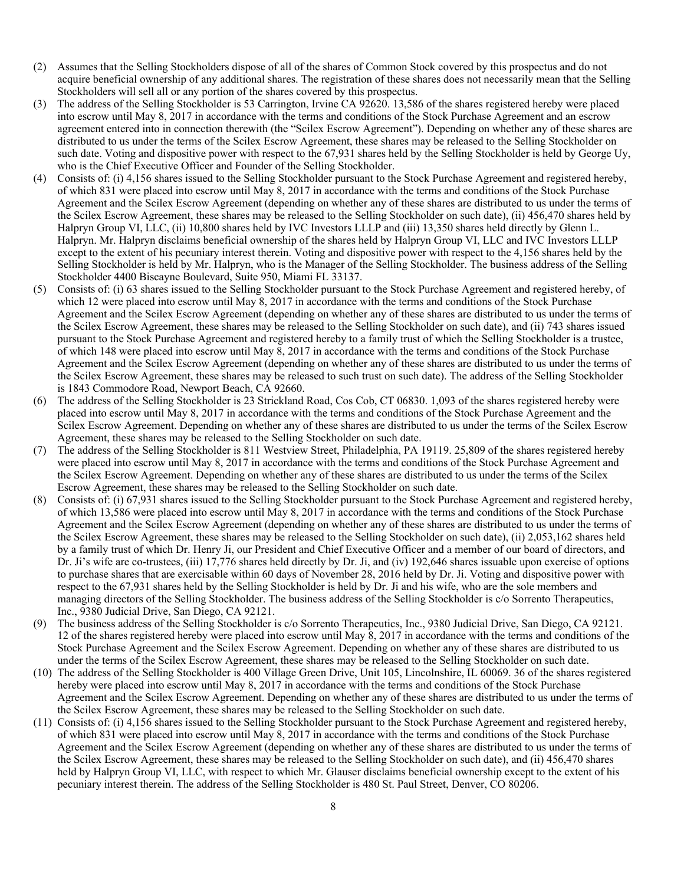(2) Assumes that the Selling Stockholders dispose of all of the shares of Common Stock covered by this prospectus and do not acquire beneficial ownership of any additional shares. The registration of these shares does not necessarily mean that the Selling Stockholders will sell all or any portion of the shares covered by this prospectus.

(3) The address of the Selling Stockholder is 53 Carrington, Irvine CA 92620. 13,586 of the shares registered hereby were placed into escrow until May 8, 2017 in accordance with the terms and conditions of the Stock Purchase Agreement and an escrow agreement entered into in connection therewith (the "Scilex Escrow Agreement"). Depending on whether any of these shares are distributed to us under the terms of the Scilex Escrow Agreement, these shares may be released to the Selling Stockholder on such date. Voting and dispositive power with respect to the 67,931 shares held by the Selling Stockholder is held by George Uy, who is the Chief Executive Officer and Founder of the Selling Stockholder.

(4) Consists of: (i) 4,156 shares issued to the Selling Stockholder pursuant to the Stock Purchase Agreement and registered hereby, of which 831 were placed into escrow until May 8, 2017 in accordance with the terms and conditions of the Stock Purchase Agreement and the Scilex Escrow Agreement (depending on whether any of these shares are distributed to us under the terms of the Scilex Escrow Agreement, these shares may be released to the Selling Stockholder on such date), (ii) 456,470 shares held by Halpryn Group VI, LLC, (ii) 10,800 shares held by IVC Investors LLLP and (iii) 13,350 shares held directly by Glenn L. Halpryn. Mr. Halpryn disclaims beneficial ownership of the shares held by Halpryn Group VI, LLC and IVC Investors LLLP except to the extent of his pecuniary interest therein. Voting and dispositive power with respect to the 4,156 shares held by the Selling Stockholder is held by Mr. Halpryn, who is the Manager of the Selling Stockholder. The business address of the Selling Stockholder 4400 Biscayne Boulevard, Suite 950, Miami FL 33137.

(5) Consists of: (i) 63 shares issued to the Selling Stockholder pursuant to the Stock Purchase Agreement and registered hereby, of which 12 were placed into escrow until May 8, 2017 in accordance with the terms and conditions of the Stock Purchase Agreement and the Scilex Escrow Agreement (depending on whether any of these shares are distributed to us under the terms of the Scilex Escrow Agreement, these shares may be released to the Selling Stockholder on such date), and (ii) 743 shares issued pursuant to the Stock Purchase Agreement and registered hereby to a family trust of which the Selling Stockholder is a trustee, of which 148 were placed into escrow until May 8, 2017 in accordance with the terms and conditions of the Stock Purchase Agreement and the Scilex Escrow Agreement (depending on whether any of these shares are distributed to us under the terms of the Scilex Escrow Agreement, these shares may be released to such trust on such date). The address of the Selling Stockholder is 1843 Commodore Road, Newport Beach, CA 92660.

(6) The address of the Selling Stockholder is 23 Strickland Road, Cos Cob, CT 06830. 1,093 of the shares registered hereby were placed into escrow until May 8, 2017 in accordance with the terms and conditions of the Stock Purchase Agreement and the Scilex Escrow Agreement. Depending on whether any of these shares are distributed to us under the terms of the Scilex Escrow Agreement, these shares may be released to the Selling Stockholder on such date.

(7) The address of the Selling Stockholder is 811 Westview Street, Philadelphia, PA 19119. 25,809 of the shares registered hereby were placed into escrow until May 8, 2017 in accordance with the terms and conditions of the Stock Purchase Agreement and the Scilex Escrow Agreement. Depending on whether any of these shares are distributed to us under the terms of the Scilex Escrow Agreement, these shares may be released to the Selling Stockholder on such date.

(8) Consists of: (i) 67,931 shares issued to the Selling Stockholder pursuant to the Stock Purchase Agreement and registered hereby, of which 13,586 were placed into escrow until May 8, 2017 in accordance with the terms and conditions of the Stock Purchase Agreement and the Scilex Escrow Agreement (depending on whether any of these shares are distributed to us under the terms of the Scilex Escrow Agreement, these shares may be released to the Selling Stockholder on such date), (ii) 2,053,162 shares held by a family trust of which Dr. Henry Ji, our President and Chief Executive Officer and a member of our board of directors, and Dr. Ji's wife are co-trustees, (iii) 17,776 shares held directly by Dr. Ji, and (iv) 192,646 shares issuable upon exercise of options to purchase shares that are exercisable within 60 days of November 28, 2016 held by Dr. Ji. Voting and dispositive power with respect to the 67,931 shares held by the Selling Stockholder is held by Dr. Ji and his wife, who are the sole members and managing directors of the Selling Stockholder. The business address of the Selling Stockholder is c/o Sorrento Therapeutics, Inc., 9380 Judicial Drive, San Diego, CA 92121.

(9) The business address of the Selling Stockholder is c/o Sorrento Therapeutics, Inc., 9380 Judicial Drive, San Diego, CA 92121. 12 of the shares registered hereby were placed into escrow until May 8, 2017 in accordance with the terms and conditions of the Stock Purchase Agreement and the Scilex Escrow Agreement. Depending on whether any of these shares are distributed to us under the terms of the Scilex Escrow Agreement, these shares may be released to the Selling Stockholder on such date.

(10) The address of the Selling Stockholder is 400 Village Green Drive, Unit 105, Lincolnshire, IL 60069. 36 of the shares registered hereby were placed into escrow until May 8, 2017 in accordance with the terms and conditions of the Stock Purchase Agreement and the Scilex Escrow Agreement. Depending on whether any of these shares are distributed to us under the terms of the Scilex Escrow Agreement, these shares may be released to the Selling Stockholder on such date.

(11) Consists of: (i) 4,156 shares issued to the Selling Stockholder pursuant to the Stock Purchase Agreement and registered hereby, of which 831 were placed into escrow until May 8, 2017 in accordance with the terms and conditions of the Stock Purchase Agreement and the Scilex Escrow Agreement (depending on whether any of these shares are distributed to us under the terms of the Scilex Escrow Agreement, these shares may be released to the Selling Stockholder on such date), and (ii) 456,470 shares held by Halpryn Group VI, LLC, with respect to which Mr. Glauser disclaims beneficial ownership except to the extent of his pecuniary interest therein. The address of the Selling Stockholder is 480 St. Paul Street, Denver, CO 80206.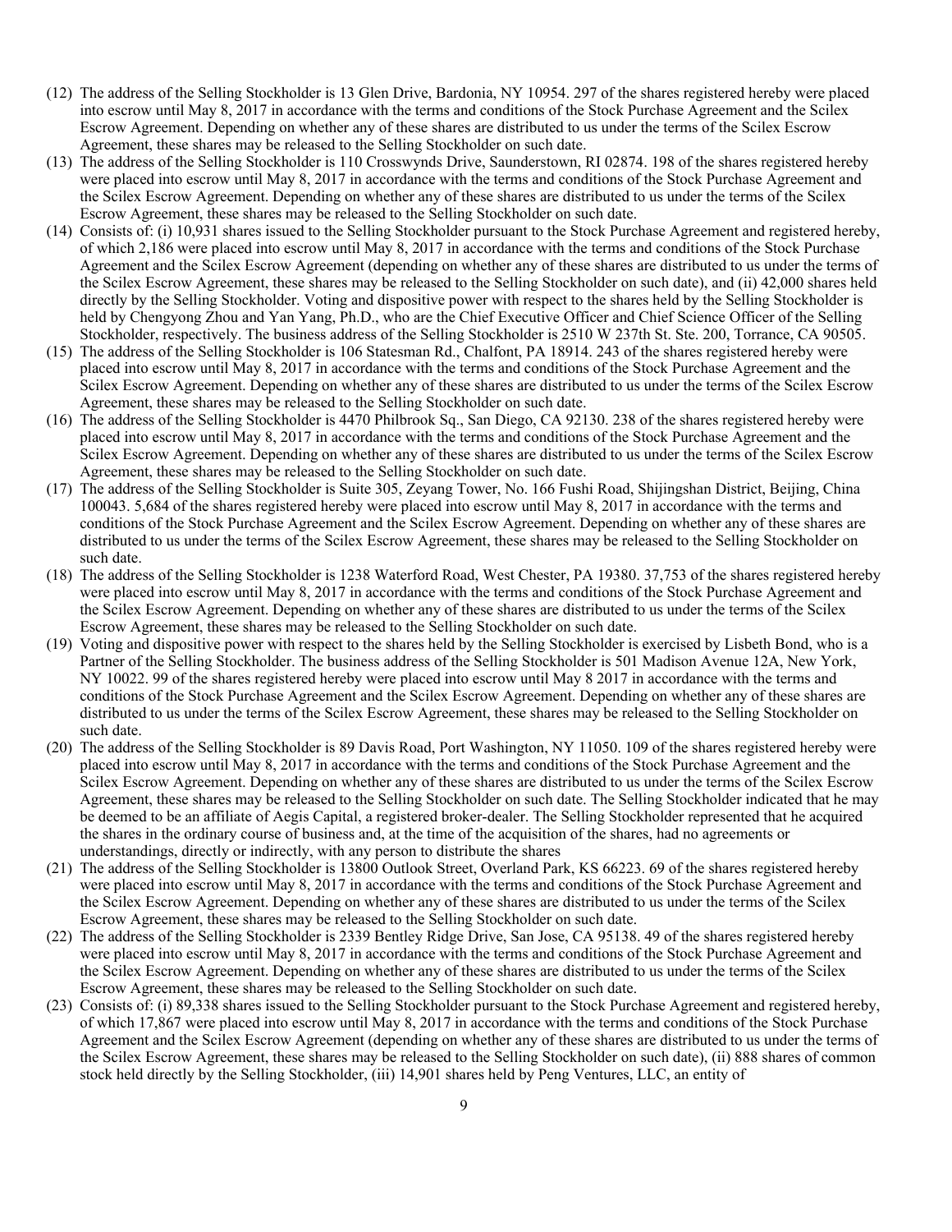(12) The address of the Selling Stockholder is 13 Glen Drive, Bardonia, NY 10954. 297 of the shares registered hereby were placed into escrow until May 8, 2017 in accordance with the terms and conditions of the Stock Purchase Agreement and the Scilex Escrow Agreement. Depending on whether any of these shares are distributed to us under the terms of the Scilex Escrow Agreement, these shares may be released to the Selling Stockholder on such date.

(13) The address of the Selling Stockholder is 110 Crosswynds Drive, Saunderstown, RI 02874. 198 of the shares registered hereby were placed into escrow until May 8, 2017 in accordance with the terms and conditions of the Stock Purchase Agreement and the Scilex Escrow Agreement. Depending on whether any of these shares are distributed to us under the terms of the Scilex Escrow Agreement, these shares may be released to the Selling Stockholder on such date.

(14) Consists of: (i) 10,931 shares issued to the Selling Stockholder pursuant to the Stock Purchase Agreement and registered hereby, of which 2,186 were placed into escrow until May 8, 2017 in accordance with the terms and conditions of the Stock Purchase Agreement and the Scilex Escrow Agreement (depending on whether any of these shares are distributed to us under the terms of the Scilex Escrow Agreement, these shares may be released to the Selling Stockholder on such date), and (ii) 42,000 shares held directly by the Selling Stockholder. Voting and dispositive power with respect to the shares held by the Selling Stockholder is held by Chengyong Zhou and Yan Yang, Ph.D., who are the Chief Executive Officer and Chief Science Officer of the Selling Stockholder, respectively. The business address of the Selling Stockholder is 2510 W 237th St. Ste. 200, Torrance, CA 90505.

(15) The address of the Selling Stockholder is 106 Statesman Rd., Chalfont, PA 18914. 243 of the shares registered hereby were placed into escrow until May 8, 2017 in accordance with the terms and conditions of the Stock Purchase Agreement and the Scilex Escrow Agreement. Depending on whether any of these shares are distributed to us under the terms of the Scilex Escrow Agreement, these shares may be released to the Selling Stockholder on such date.

(16) The address of the Selling Stockholder is 4470 Philbrook Sq., San Diego, CA 92130. 238 of the shares registered hereby were placed into escrow until May 8, 2017 in accordance with the terms and conditions of the Stock Purchase Agreement and the Scilex Escrow Agreement. Depending on whether any of these shares are distributed to us under the terms of the Scilex Escrow Agreement, these shares may be released to the Selling Stockholder on such date.

(17) The address of the Selling Stockholder is Suite 305, Zeyang Tower, No. 166 Fushi Road, Shijingshan District, Beijing, China 100043. 5,684 of the shares registered hereby were placed into escrow until May 8, 2017 in accordance with the terms and conditions of the Stock Purchase Agreement and the Scilex Escrow Agreement. Depending on whether any of these shares are distributed to us under the terms of the Scilex Escrow Agreement, these shares may be released to the Selling Stockholder on such date.

(18) The address of the Selling Stockholder is 1238 Waterford Road, West Chester, PA 19380. 37,753 of the shares registered hereby were placed into escrow until May 8, 2017 in accordance with the terms and conditions of the Stock Purchase Agreement and the Scilex Escrow Agreement. Depending on whether any of these shares are distributed to us under the terms of the Scilex Escrow Agreement, these shares may be released to the Selling Stockholder on such date.

(19) Voting and dispositive power with respect to the shares held by the Selling Stockholder is exercised by Lisbeth Bond, who is a Partner of the Selling Stockholder. The business address of the Selling Stockholder is 501 Madison Avenue 12A, New York, NY 10022. 99 of the shares registered hereby were placed into escrow until May 8 2017 in accordance with the terms and conditions of the Stock Purchase Agreement and the Scilex Escrow Agreement. Depending on whether any of these shares are distributed to us under the terms of the Scilex Escrow Agreement, these shares may be released to the Selling Stockholder on such date.

(20) The address of the Selling Stockholder is 89 Davis Road, Port Washington, NY 11050. 109 of the shares registered hereby were placed into escrow until May 8, 2017 in accordance with the terms and conditions of the Stock Purchase Agreement and the Scilex Escrow Agreement. Depending on whether any of these shares are distributed to us under the terms of the Scilex Escrow Agreement, these shares may be released to the Selling Stockholder on such date. The Selling Stockholder indicated that he may be deemed to be an affiliate of Aegis Capital, a registered broker-dealer. The Selling Stockholder represented that he acquired the shares in the ordinary course of business and, at the time of the acquisition of the shares, had no agreements or understandings, directly or indirectly, with any person to distribute the shares

(21) The address of the Selling Stockholder is 13800 Outlook Street, Overland Park, KS 66223. 69 of the shares registered hereby were placed into escrow until May 8, 2017 in accordance with the terms and conditions of the Stock Purchase Agreement and the Scilex Escrow Agreement. Depending on whether any of these shares are distributed to us under the terms of the Scilex Escrow Agreement, these shares may be released to the Selling Stockholder on such date.

(22) The address of the Selling Stockholder is 2339 Bentley Ridge Drive, San Jose, CA 95138. 49 of the shares registered hereby were placed into escrow until May 8, 2017 in accordance with the terms and conditions of the Stock Purchase Agreement and the Scilex Escrow Agreement. Depending on whether any of these shares are distributed to us under the terms of the Scilex Escrow Agreement, these shares may be released to the Selling Stockholder on such date.

(23) Consists of: (i) 89,338 shares issued to the Selling Stockholder pursuant to the Stock Purchase Agreement and registered hereby, of which 17,867 were placed into escrow until May 8, 2017 in accordance with the terms and conditions of the Stock Purchase Agreement and the Scilex Escrow Agreement (depending on whether any of these shares are distributed to us under the terms of the Scilex Escrow Agreement, these shares may be released to the Selling Stockholder on such date), (ii) 888 shares of common stock held directly by the Selling Stockholder, (iii) 14,901 shares held by Peng Ventures, LLC, an entity of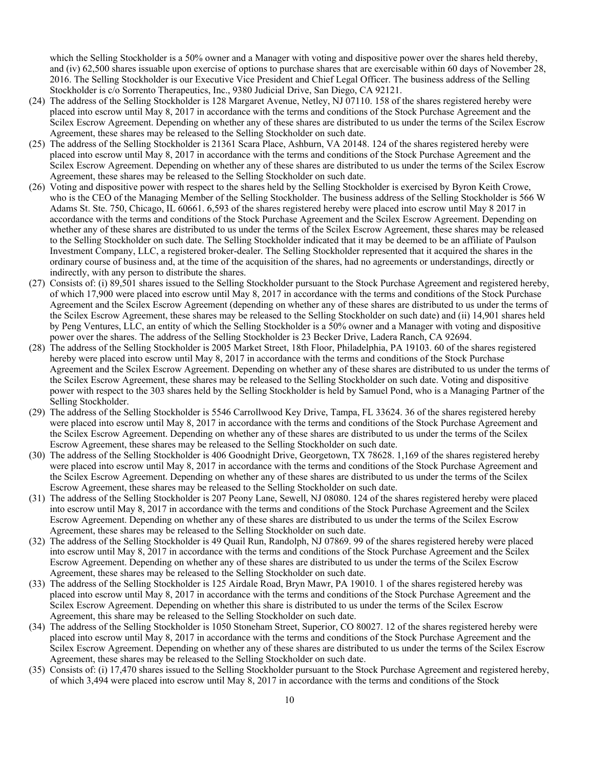which the Selling Stockholder is a 50% owner and a Manager with voting and dispositive power over the shares held thereby, and (iv) 62,500 shares issuable upon exercise of options to purchase shares that are exercisable within 60 days of November 28, 2016. The Selling Stockholder is our Executive Vice President and Chief Legal Officer. The business address of the Selling Stockholder is c/o Sorrento Therapeutics, Inc., 9380 Judicial Drive, San Diego, CA 92121.

(24) The address of the Selling Stockholder is 128 Margaret Avenue, Netley, NJ 07110. 158 of the shares registered hereby were placed into escrow until May 8, 2017 in accordance with the terms and conditions of the Stock Purchase Agreement and the Scilex Escrow Agreement. Depending on whether any of these shares are distributed to us under the terms of the Scilex Escrow Agreement, these shares may be released to the Selling Stockholder on such date.

(25) The address of the Selling Stockholder is 21361 Scara Place, Ashburn, VA 20148. 124 of the shares registered hereby were placed into escrow until May 8, 2017 in accordance with the terms and conditions of the Stock Purchase Agreement and the Scilex Escrow Agreement. Depending on whether any of these shares are distributed to us under the terms of the Scilex Escrow Agreement, these shares may be released to the Selling Stockholder on such date.

(26) Voting and dispositive power with respect to the shares held by the Selling Stockholder is exercised by Byron Keith Crowe, who is the CEO of the Managing Member of the Selling Stockholder. The business address of the Selling Stockholder is 566 W Adams St. Ste. 750, Chicago, IL 60661. 6,593 of the shares registered hereby were placed into escrow until May 8 2017 in accordance with the terms and conditions of the Stock Purchase Agreement and the Scilex Escrow Agreement. Depending on whether any of these shares are distributed to us under the terms of the Scilex Escrow Agreement, these shares may be released to the Selling Stockholder on such date. The Selling Stockholder indicated that it may be deemed to be an affiliate of Paulson Investment Company, LLC, a registered broker-dealer. The Selling Stockholder represented that it acquired the shares in the ordinary course of business and, at the time of the acquisition of the shares, had no agreements or understandings, directly or indirectly, with any person to distribute the shares.

(27) Consists of: (i) 89,501 shares issued to the Selling Stockholder pursuant to the Stock Purchase Agreement and registered hereby, of which 17,900 were placed into escrow until May 8, 2017 in accordance with the terms and conditions of the Stock Purchase Agreement and the Scilex Escrow Agreement (depending on whether any of these shares are distributed to us under the terms of the Scilex Escrow Agreement, these shares may be released to the Selling Stockholder on such date) and (ii) 14,901 shares held by Peng Ventures, LLC, an entity of which the Selling Stockholder is a 50% owner and a Manager with voting and dispositive power over the shares. The address of the Selling Stockholder is 23 Becker Drive, Ladera Ranch, CA 92694.

(28) The address of the Selling Stockholder is 2005 Market Street, 18th Floor, Philadelphia, PA 19103. 60 of the shares registered hereby were placed into escrow until May 8, 2017 in accordance with the terms and conditions of the Stock Purchase Agreement and the Scilex Escrow Agreement. Depending on whether any of these shares are distributed to us under the terms of the Scilex Escrow Agreement, these shares may be released to the Selling Stockholder on such date. Voting and dispositive power with respect to the 303 shares held by the Selling Stockholder is held by Samuel Pond, who is a Managing Partner of the Selling Stockholder.

(29) The address of the Selling Stockholder is 5546 Carrollwood Key Drive, Tampa, FL 33624. 36 of the shares registered hereby were placed into escrow until May 8, 2017 in accordance with the terms and conditions of the Stock Purchase Agreement and the Scilex Escrow Agreement. Depending on whether any of these shares are distributed to us under the terms of the Scilex Escrow Agreement, these shares may be released to the Selling Stockholder on such date.

(30) The address of the Selling Stockholder is 406 Goodnight Drive, Georgetown, TX 78628. 1,169 of the shares registered hereby were placed into escrow until May 8, 2017 in accordance with the terms and conditions of the Stock Purchase Agreement and the Scilex Escrow Agreement. Depending on whether any of these shares are distributed to us under the terms of the Scilex Escrow Agreement, these shares may be released to the Selling Stockholder on such date.

(31) The address of the Selling Stockholder is 207 Peony Lane, Sewell, NJ 08080. 124 of the shares registered hereby were placed into escrow until May 8, 2017 in accordance with the terms and conditions of the Stock Purchase Agreement and the Scilex Escrow Agreement. Depending on whether any of these shares are distributed to us under the terms of the Scilex Escrow Agreement, these shares may be released to the Selling Stockholder on such date.

(32) The address of the Selling Stockholder is 49 Quail Run, Randolph, NJ 07869. 99 of the shares registered hereby were placed into escrow until May 8, 2017 in accordance with the terms and conditions of the Stock Purchase Agreement and the Scilex Escrow Agreement. Depending on whether any of these shares are distributed to us under the terms of the Scilex Escrow Agreement, these shares may be released to the Selling Stockholder on such date.

(33) The address of the Selling Stockholder is 125 Airdale Road, Bryn Mawr, PA 19010. 1 of the shares registered hereby was placed into escrow until May 8, 2017 in accordance with the terms and conditions of the Stock Purchase Agreement and the Scilex Escrow Agreement. Depending on whether this share is distributed to us under the terms of the Scilex Escrow Agreement, this share may be released to the Selling Stockholder on such date.

(34) The address of the Selling Stockholder is 1050 Stoneham Street, Superior, CO 80027. 12 of the shares registered hereby were placed into escrow until May 8, 2017 in accordance with the terms and conditions of the Stock Purchase Agreement and the Scilex Escrow Agreement. Depending on whether any of these shares are distributed to us under the terms of the Scilex Escrow Agreement, these shares may be released to the Selling Stockholder on such date.

(35) Consists of: (i) 17,470 shares issued to the Selling Stockholder pursuant to the Stock Purchase Agreement and registered hereby, of which 3,494 were placed into escrow until May 8, 2017 in accordance with the terms and conditions of the Stock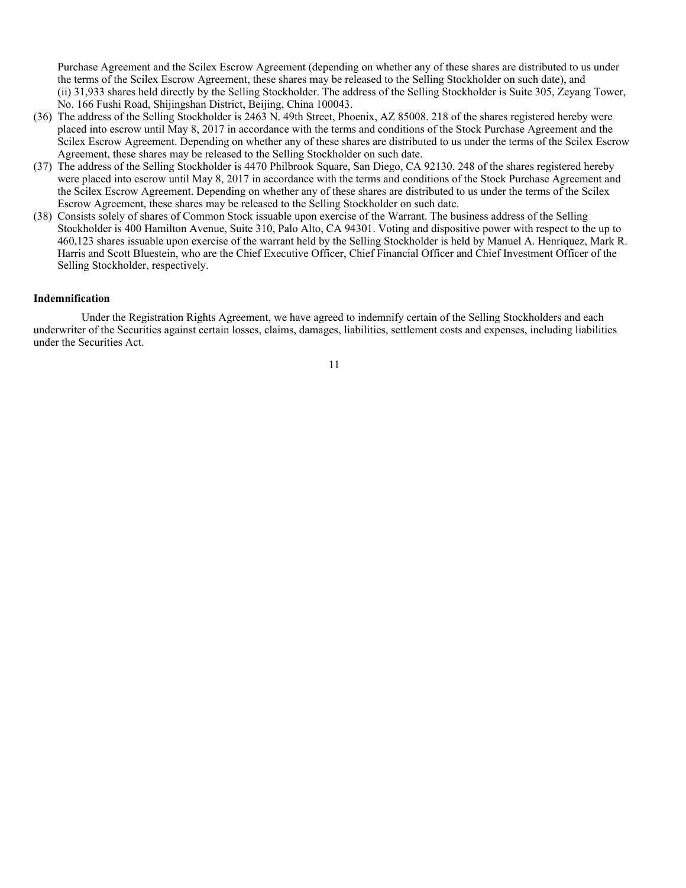Purchase Agreement and the Scilex Escrow Agreement (depending on whether any of these shares are distributed to us under the terms of the Scilex Escrow Agreement, these shares may be released to the Selling Stockholder on such date), and (ii) 31,933 shares held directly by the Selling Stockholder. The address of the Selling Stockholder is Suite 305, Zeyang Tower, No. 166 Fushi Road, Shijingshan District, Beijing, China 100043.

(36) The address of the Selling Stockholder is 2463 N. 49th Street, Phoenix, AZ 85008. 218 of the shares registered hereby were placed into escrow until May 8, 2017 in accordance with the terms and conditions of the Stock Purchase Agreement and the Scilex Escrow Agreement. Depending on whether any of these shares are distributed to us under the terms of the Scilex Escrow Agreement, these shares may be released to the Selling Stockholder on such date.

(37) The address of the Selling Stockholder is 4470 Philbrook Square, San Diego, CA 92130. 248 of the shares registered hereby were placed into escrow until May 8, 2017 in accordance with the terms and conditions of the Stock Purchase Agreement and the Scilex Escrow Agreement. Depending on whether any of these shares are distributed to us under the terms of the Scilex Escrow Agreement, these shares may be released to the Selling Stockholder on such date.

(38) Consists solely of shares of Common Stock issuable upon exercise of the Warrant. The business address of the Selling Stockholder is 400 Hamilton Avenue, Suite 310, Palo Alto, CA 94301. Voting and dispositive power with respect to the up to 460,123 shares issuable upon exercise of the warrant held by the Selling Stockholder is held by Manuel A. Henriquez, Mark R. Harris and Scott Bluestein, who are the Chief Executive Officer, Chief Financial Officer and Chief Investment Officer of the Selling Stockholder, respectively.

**Indemnification**

Under the Registration Rights Agreement, we have agreed to indemnify certain of the Selling Stockholders and each underwriter of the Securities against certain losses, claims, damages, liabilities, settlement costs and expenses, including liabilities under the Securities Act.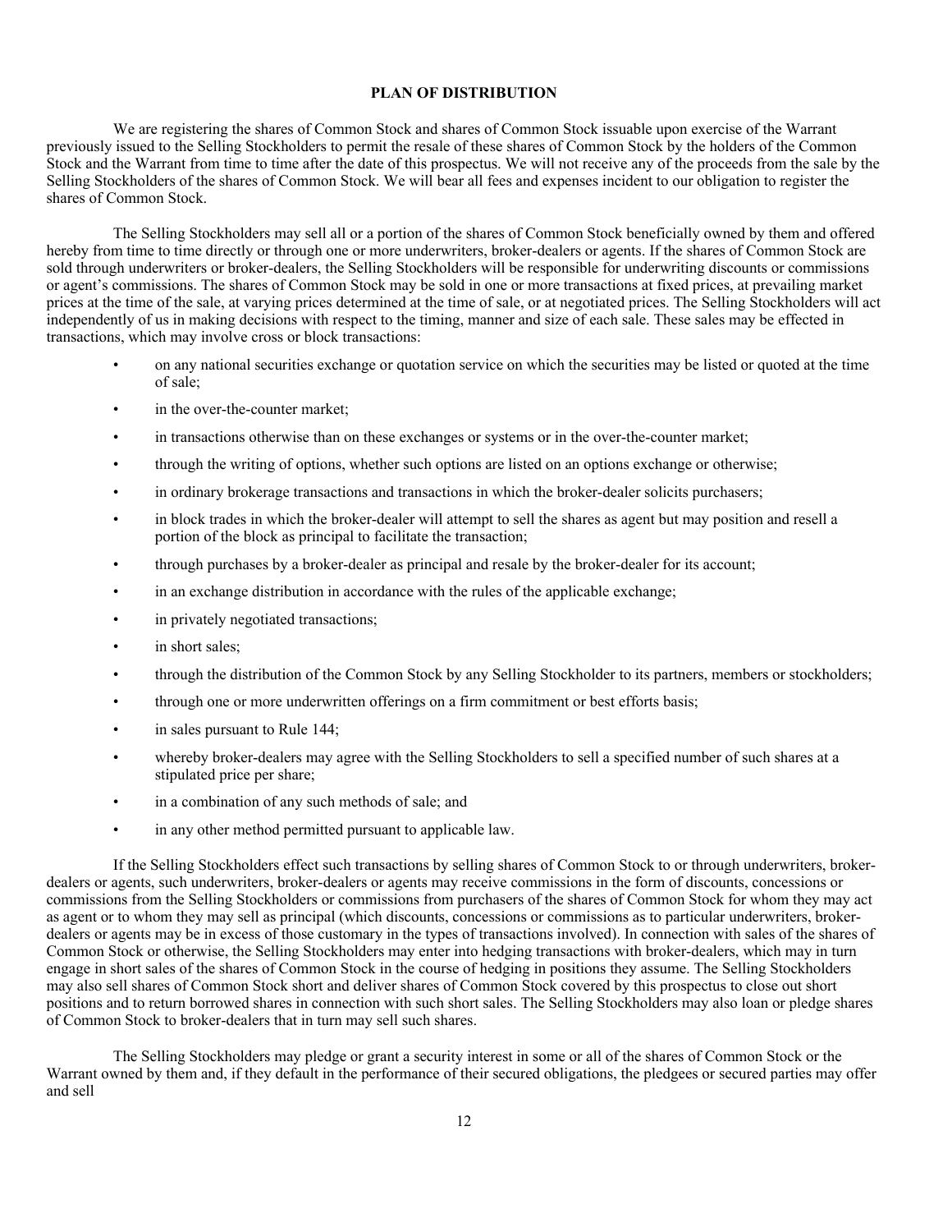## PLAN OF DISTRIBUTION

We are registering the shares of Common Stock and shares of Common Stock issuable upon exercise of the Warrant previously issued to the Selling Stockholders to permit the resale of these shares of Common Stock by the holders of the Common Stock and the Warrant from time to time after the date of this prospectus. We will not receive any of the proceeds from the sale by the Selling Stockholders of the shares of Common Stock. We will bear all fees and expenses incident to our obligation to register the shares of Common Stock.

The Selling Stockholders may sell all or a portion of the shares of Common Stock beneficially owned by them and offered hereby from time to time directly or through one or more underwriters, broker-dealers or agents. If the shares of Common Stock are sold through underwriters or broker-dealers, the Selling Stockholders will be responsible for underwriting discounts or commissions or agent's commissions. The shares of Common Stock may be sold in one or more transactions at fixed prices, at prevailing market prices at the time of the sale, at varying prices determined at the time of sale, or at negotiated prices. The Selling Stockholders will act independently of us in making decisions with respect to the timing, manner and size of each sale. These sales may be effected in transactions, which may involve cross or block transactions:

- on any national securities exchange or quotation service on which the securities may be listed or quoted at the time of sale;
- in the over-the-counter market;
- in transactions otherwise than on these exchanges or systems or in the over-the-counter market;
- through the writing of options, whether such options are listed on an options exchange or otherwise;
- in ordinary brokerage transactions and transactions in which the broker-dealer solicits purchasers;
- in block trades in which the broker-dealer will attempt to sell the shares as agent but may position and resell a portion of the block as principal to facilitate the transaction;
- through purchases by a broker-dealer as principal and resale by the broker-dealer for its account;
- in an exchange distribution in accordance with the rules of the applicable exchange;
- in privately negotiated transactions;
- in short sales;
- through the distribution of the Common Stock by any Selling Stockholder to its partners, members or stockholders;
- through one or more underwritten offerings on a firm commitment or best efforts basis;
- in sales pursuant to Rule 144;
- whereby broker-dealers may agree with the Selling Stockholders to sell a specified number of such shares at a stipulated price per share;
- in a combination of any such methods of sale; and
- in any other method permitted pursuant to applicable law.

If the Selling Stockholders effect such transactions by selling shares of Common Stock to or through underwriters, broker-dealers or agents, such underwriters, broker-dealers or agents may receive commissions in the form of discounts, concessions or commissions from the Selling Stockholders or commissions from purchasers of the shares of Common Stock for whom they may act as agent or to whom they may sell as principal (which discounts, concessions or commissions as to particular underwriters, broker-dealers or agents may be in excess of those customary in the types of transactions involved). In connection with sales of the shares of Common Stock or otherwise, the Selling Stockholders may enter into hedging transactions with broker-dealers, which may in turn engage in short sales of the shares of Common Stock in the course of hedging in positions they assume. The Selling Stockholders may also sell shares of Common Stock short and deliver shares of Common Stock covered by this prospectus to close out short positions and to return borrowed shares in connection with such short sales. The Selling Stockholders may also loan or pledge shares of Common Stock to broker-dealers that in turn may sell such shares.

The Selling Stockholders may pledge or grant a security interest in some or all of the shares of Common Stock or the Warrant owned by them and, if they default in the performance of their secured obligations, the pledgees or secured parties may offer and sell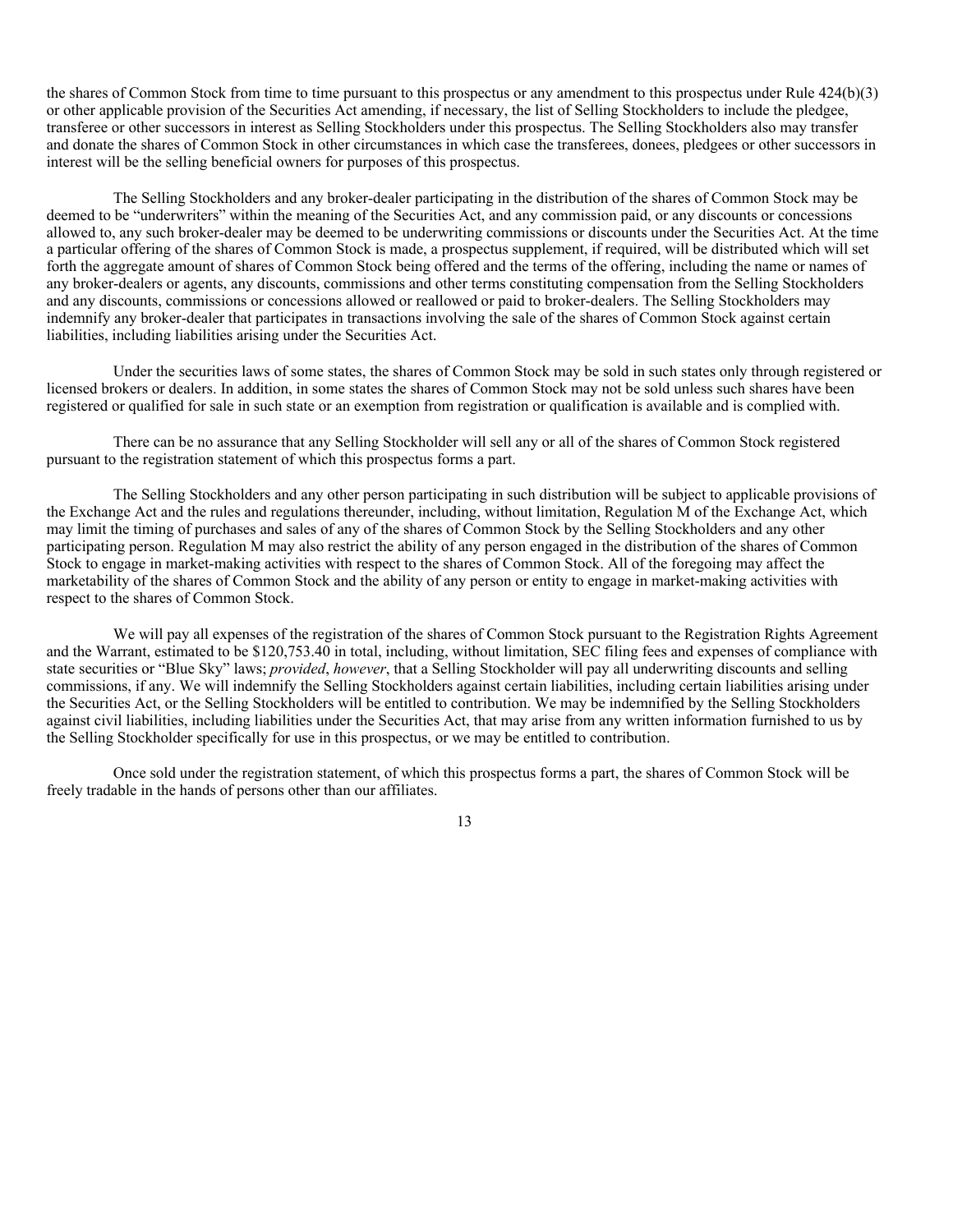the shares of Common Stock from time to time pursuant to this prospectus or any amendment to this prospectus under Rule 424(b)(3) or other applicable provision of the Securities Act amending, if necessary, the list of Selling Stockholders to include the pledgee, transferee or other successors in interest as Selling Stockholders under this prospectus. The Selling Stockholders also may transfer and donate the shares of Common Stock in other circumstances in which case the transferees, donees, pledgees or other successors in interest will be the selling beneficial owners for purposes of this prospectus.

The Selling Stockholders and any broker-dealer participating in the distribution of the shares of Common Stock may be deemed to be "underwriters" within the meaning of the Securities Act, and any commission paid, or any discounts or concessions allowed to, any such broker-dealer may be deemed to be underwriting commissions or discounts under the Securities Act. At the time a particular offering of the shares of Common Stock is made, a prospectus supplement, if required, will be distributed which will set forth the aggregate amount of shares of Common Stock being offered and the terms of the offering, including the name or names of any broker-dealers or agents, any discounts, commissions and other terms constituting compensation from the Selling Stockholders and any discounts, commissions or concessions allowed or reallowed or paid to broker-dealers. The Selling Stockholders may indemnify any broker-dealer that participates in transactions involving the sale of the shares of Common Stock against certain liabilities, including liabilities arising under the Securities Act.

Under the securities laws of some states, the shares of Common Stock may be sold in such states only through registered or licensed brokers or dealers. In addition, in some states the shares of Common Stock may not be sold unless such shares have been registered or qualified for sale in such state or an exemption from registration or qualification is available and is complied with.

There can be no assurance that any Selling Stockholder will sell any or all of the shares of Common Stock registered pursuant to the registration statement of which this prospectus forms a part.

The Selling Stockholders and any other person participating in such distribution will be subject to applicable provisions of the Exchange Act and the rules and regulations thereunder, including, without limitation, Regulation M of the Exchange Act, which may limit the timing of purchases and sales of any of the shares of Common Stock by the Selling Stockholders and any other participating person. Regulation M may also restrict the ability of any person engaged in the distribution of the shares of Common Stock to engage in market-making activities with respect to the shares of Common Stock. All of the foregoing may affect the marketability of the shares of Common Stock and the ability of any person or entity to engage in market-making activities with respect to the shares of Common Stock.

We will pay all expenses of the registration of the shares of Common Stock pursuant to the Registration Rights Agreement and the Warrant, estimated to be $120,753.40 in total, including, without limitation, SEC filing fees and expenses of compliance with state securities or "Blue Sky" laws; *provided*, *however*, that a Selling Stockholder will pay all underwriting discounts and selling commissions, if any. We will indemnify the Selling Stockholders against certain liabilities, including certain liabilities arising under the Securities Act, or the Selling Stockholders will be entitled to contribution. We may be indemnified by the Selling Stockholders against civil liabilities, including liabilities under the Securities Act, that may arise from any written information furnished to us by the Selling Stockholder specifically for use in this prospectus, or we may be entitled to contribution.

Once sold under the registration statement, of which this prospectus forms a part, the shares of Common Stock will be freely tradable in the hands of persons other than our affiliates.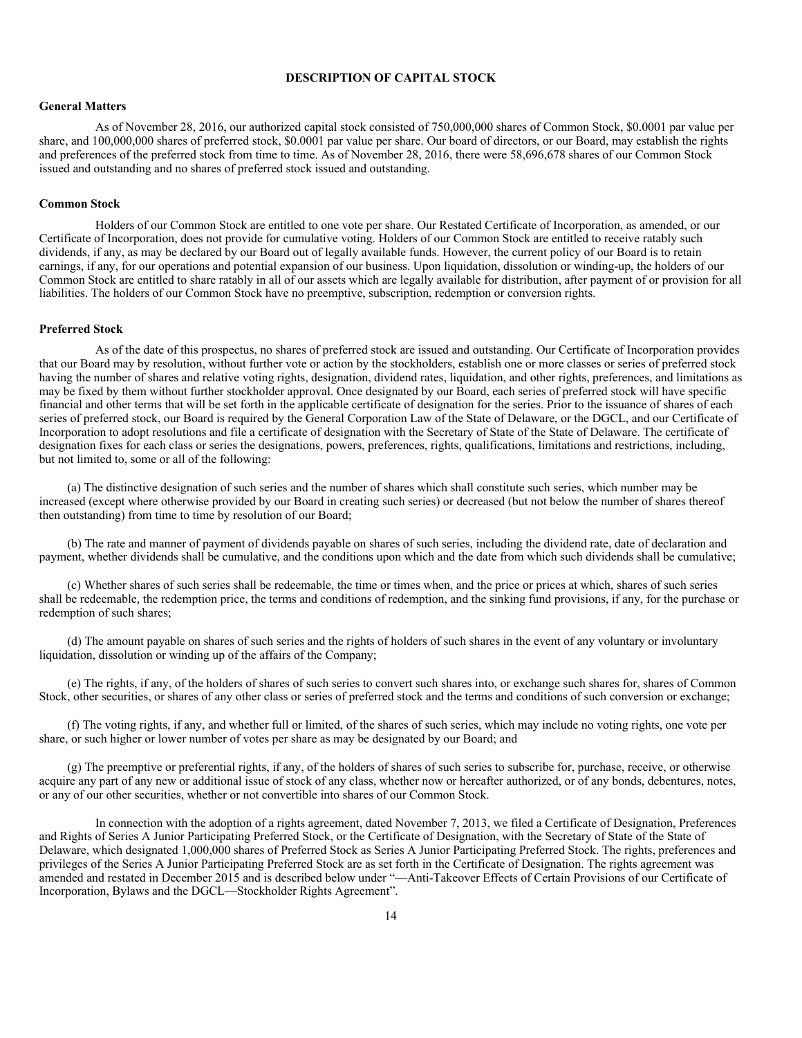# DESCRIPTION OF CAPITAL STOCK

## General Matters

As of November 28, 2016, our authorized capital stock consisted of 750,000,000 shares of Common Stock, $0.0001 par value per share, and 100,000,000 shares of preferred stock, $0.0001 par value per share. Our board of directors, or our Board, may establish the rights and preferences of the preferred stock from time to time. As of November 28, 2016, there were 58,696,678 shares of our Common Stock issued and outstanding and no shares of preferred stock issued and outstanding.

## Common Stock

Holders of our Common Stock are entitled to one vote per share. Our Restated Certificate of Incorporation, as amended, or our Certificate of Incorporation, does not provide for cumulative voting. Holders of our Common Stock are entitled to receive ratably such dividends, if any, as may be declared by our Board out of legally available funds. However, the current policy of our Board is to retain earnings, if any, for our operations and potential expansion of our business. Upon liquidation, dissolution or winding-up, the holders of our Common Stock are entitled to share ratably in all of our assets which are legally available for distribution, after payment of or provision for all liabilities. The holders of our Common Stock have no preemptive, subscription, redemption or conversion rights.

## Preferred Stock

As of the date of this prospectus, no shares of preferred stock are issued and outstanding. Our Certificate of Incorporation provides that our Board may by resolution, without further vote or action by the stockholders, establish one or more classes or series of preferred stock having the number of shares and relative voting rights, designation, dividend rates, liquidation, and other rights, preferences, and limitations as may be fixed by them without further stockholder approval. Once designated by our Board, each series of preferred stock will have specific financial and other terms that will be set forth in the applicable certificate of designation for the series. Prior to the issuance of shares of each series of preferred stock, our Board is required by the General Corporation Law of the State of Delaware, or the DGCL, and our Certificate of Incorporation to adopt resolutions and file a certificate of designation with the Secretary of State of the State of Delaware. The certificate of designation fixes for each class or series the designations, powers, preferences, rights, qualifications, limitations and restrictions, including, but not limited to, some or all of the following:

(a) The distinctive designation of such series and the number of shares which shall constitute such series, which number may be increased (except where otherwise provided by our Board in creating such series) or decreased (but not below the number of shares thereof then outstanding) from time to time by resolution of our Board;

(b) The rate and manner of payment of dividends payable on shares of such series, including the dividend rate, date of declaration and payment, whether dividends shall be cumulative, and the conditions upon which and the date from which such dividends shall be cumulative;

(c) Whether shares of such series shall be redeemable, the time or times when, and the price or prices at which, shares of such series shall be redeemable, the redemption price, the terms and conditions of redemption, and the sinking fund provisions, if any, for the purchase or redemption of such shares;

(d) The amount payable on shares of such series and the rights of holders of such shares in the event of any voluntary or involuntary liquidation, dissolution or winding up of the affairs of the Company;

(e) The rights, if any, of the holders of shares of such series to convert such shares into, or exchange such shares for, shares of Common Stock, other securities, or shares of any other class or series of preferred stock and the terms and conditions of such conversion or exchange;

(f) The voting rights, if any, and whether full or limited, of the shares of such series, which may include no voting rights, one vote per share, or such higher or lower number of votes per share as may be designated by our Board; and

(g) The preemptive or preferential rights, if any, of the holders of shares of such series to subscribe for, purchase, receive, or otherwise acquire any part of any new or additional issue of stock of any class, whether now or hereafter authorized, or of any bonds, debentures, notes, or any of our other securities, whether or not convertible into shares of our Common Stock.

In connection with the adoption of a rights agreement, dated November 7, 2013, we filed a Certificate of Designation, Preferences and Rights of Series A Junior Participating Preferred Stock, or the Certificate of Designation, with the Secretary of State of the State of Delaware, which designated 1,000,000 shares of Preferred Stock as Series A Junior Participating Preferred Stock. The rights, preferences and privileges of the Series A Junior Participating Preferred Stock are as set forth in the Certificate of Designation. The rights agreement was amended and restated in December 2015 and is described below under "—Anti-Takeover Effects of Certain Provisions of our Certificate of Incorporation, Bylaws and the DGCL—Stockholder Rights Agreement".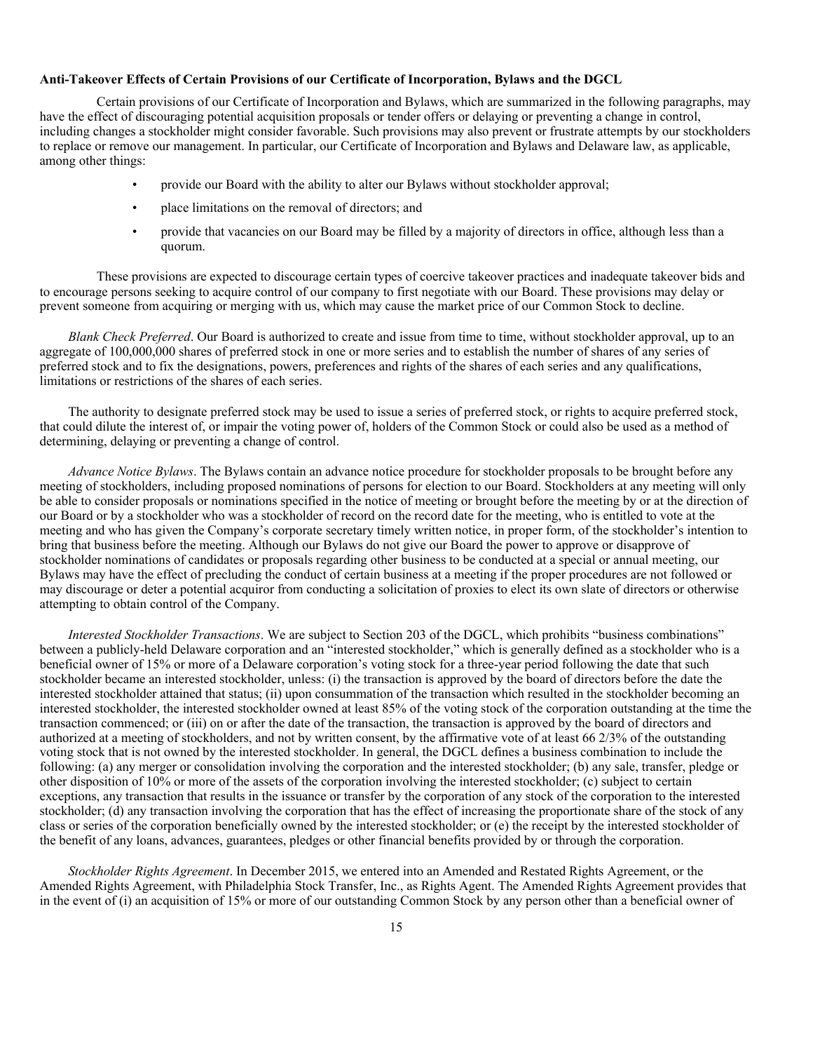**Anti-Takeover Effects of Certain Provisions of our Certificate of Incorporation, Bylaws and the DGCL**

Certain provisions of our Certificate of Incorporation and Bylaws, which are summarized in the following paragraphs, may have the effect of discouraging potential acquisition proposals or tender offers or delaying or preventing a change in control, including changes a stockholder might consider favorable. Such provisions may also prevent or frustrate attempts by our stockholders to replace or remove our management. In particular, our Certificate of Incorporation and Bylaws and Delaware law, as applicable, among other things:

- provide our Board with the ability to alter our Bylaws without stockholder approval;
- place limitations on the removal of directors; and
- provide that vacancies on our Board may be filled by a majority of directors in office, although less than a quorum.

These provisions are expected to discourage certain types of coercive takeover practices and inadequate takeover bids and to encourage persons seeking to acquire control of our company to first negotiate with our Board. These provisions may delay or prevent someone from acquiring or merging with us, which may cause the market price of our Common Stock to decline.

*Blank Check Preferred*. Our Board is authorized to create and issue from time to time, without stockholder approval, up to an aggregate of 100,000,000 shares of preferred stock in one or more series and to establish the number of shares of any series of preferred stock and to fix the designations, powers, preferences and rights of the shares of each series and any qualifications, limitations or restrictions of the shares of each series.

The authority to designate preferred stock may be used to issue a series of preferred stock, or rights to acquire preferred stock, that could dilute the interest of, or impair the voting power of, holders of the Common Stock or could also be used as a method of determining, delaying or preventing a change of control.

*Advance Notice Bylaws*. The Bylaws contain an advance notice procedure for stockholder proposals to be brought before any meeting of stockholders, including proposed nominations of persons for election to our Board. Stockholders at any meeting will only be able to consider proposals or nominations specified in the notice of meeting or brought before the meeting by or at the direction of our Board or by a stockholder who was a stockholder of record on the record date for the meeting, who is entitled to vote at the meeting and who has given the Company's corporate secretary timely written notice, in proper form, of the stockholder's intention to bring that business before the meeting. Although our Bylaws do not give our Board the power to approve or disapprove of stockholder nominations of candidates or proposals regarding other business to be conducted at a special or annual meeting, our Bylaws may have the effect of precluding the conduct of certain business at a meeting if the proper procedures are not followed or may discourage or deter a potential acquiror from conducting a solicitation of proxies to elect its own slate of directors or otherwise attempting to obtain control of the Company.

*Interested Stockholder Transactions*. We are subject to Section 203 of the DGCL, which prohibits "business combinations" between a publicly-held Delaware corporation and an "interested stockholder," which is generally defined as a stockholder who is a beneficial owner of 15% or more of a Delaware corporation's voting stock for a three-year period following the date that such stockholder became an interested stockholder, unless: (i) the transaction is approved by the board of directors before the date the interested stockholder attained that status; (ii) upon consummation of the transaction which resulted in the stockholder becoming an interested stockholder, the interested stockholder owned at least 85% of the voting stock of the corporation outstanding at the time the transaction commenced; or (iii) on or after the date of the transaction, the transaction is approved by the board of directors and authorized at a meeting of stockholders, and not by written consent, by the affirmative vote of at least 66 2/3% of the outstanding voting stock that is not owned by the interested stockholder. In general, the DGCL defines a business combination to include the following: (a) any merger or consolidation involving the corporation and the interested stockholder; (b) any sale, transfer, pledge or other disposition of 10% or more of the assets of the corporation involving the interested stockholder; (c) subject to certain exceptions, any transaction that results in the issuance or transfer by the corporation of any stock of the corporation to the interested stockholder; (d) any transaction involving the corporation that has the effect of increasing the proportionate share of the stock of any class or series of the corporation beneficially owned by the interested stockholder; or (e) the receipt by the interested stockholder of the benefit of any loans, advances, guarantees, pledges or other financial benefits provided by or through the corporation.

*Stockholder Rights Agreement*. In December 2015, we entered into an Amended and Restated Rights Agreement, or the Amended Rights Agreement, with Philadelphia Stock Transfer, Inc., as Rights Agent. The Amended Rights Agreement provides that in the event of (i) an acquisition of 15% or more of our outstanding Common Stock by any person other than a beneficial owner of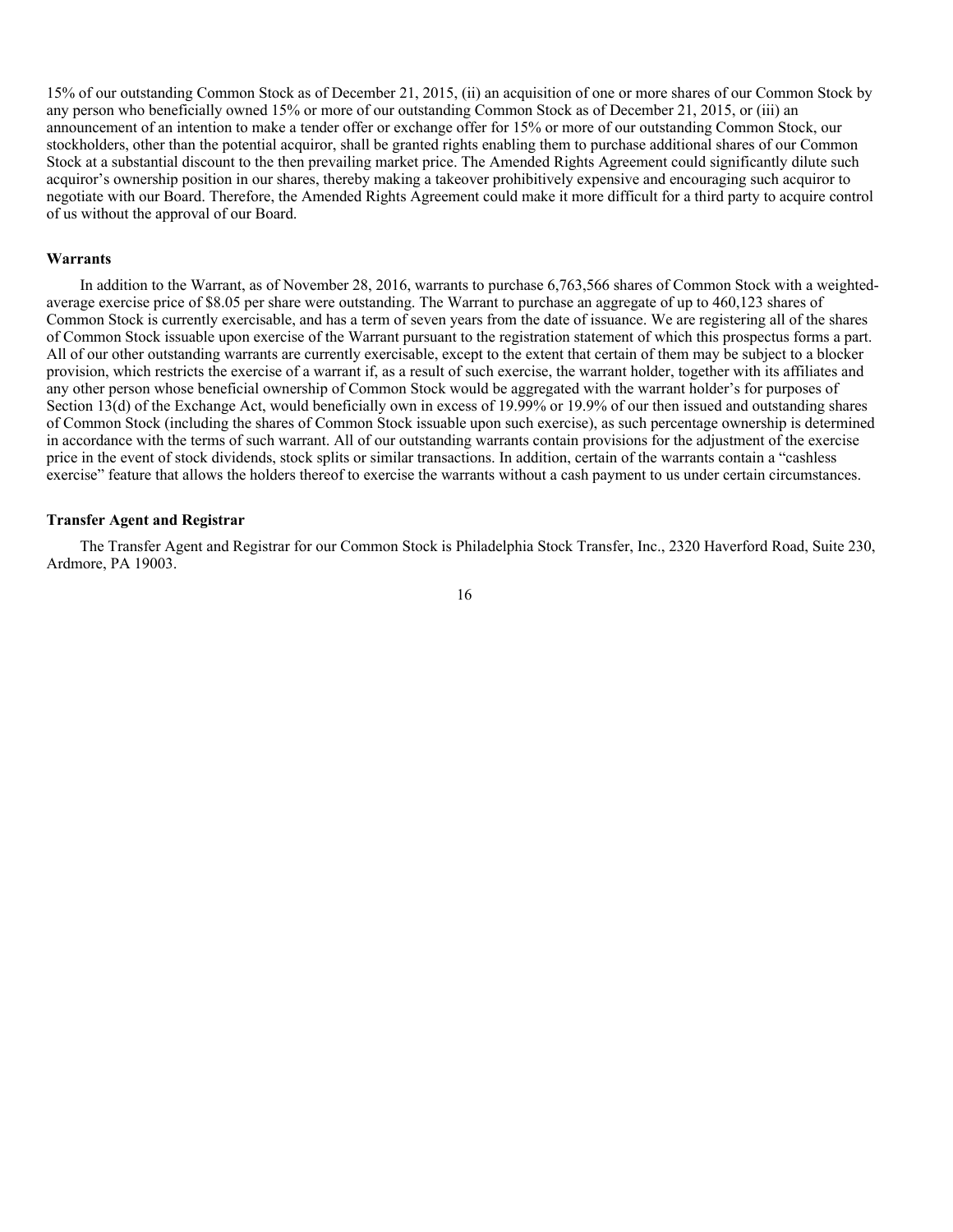15% of our outstanding Common Stock as of December 21, 2015, (ii) an acquisition of one or more shares of our Common Stock by any person who beneficially owned 15% or more of our outstanding Common Stock as of December 21, 2015, or (iii) an announcement of an intention to make a tender offer or exchange offer for 15% or more of our outstanding Common Stock, our stockholders, other than the potential acquiror, shall be granted rights enabling them to purchase additional shares of our Common Stock at a substantial discount to the then prevailing market price. The Amended Rights Agreement could significantly dilute such acquiror's ownership position in our shares, thereby making a takeover prohibitively expensive and encouraging such acquiror to negotiate with our Board. Therefore, the Amended Rights Agreement could make it more difficult for a third party to acquire control of us without the approval of our Board.

**Warrants**

In addition to the Warrant, as of November 28, 2016, warrants to purchase 6,763,566 shares of Common Stock with a weighted-average exercise price of $8.05 per share were outstanding. The Warrant to purchase an aggregate of up to 460,123 shares of Common Stock is currently exercisable, and has a term of seven years from the date of issuance. We are registering all of the shares of Common Stock issuable upon exercise of the Warrant pursuant to the registration statement of which this prospectus forms a part. All of our other outstanding warrants are currently exercisable, except to the extent that certain of them may be subject to a blocker provision, which restricts the exercise of a warrant if, as a result of such exercise, the warrant holder, together with its affiliates and any other person whose beneficial ownership of Common Stock would be aggregated with the warrant holder's for purposes of Section 13(d) of the Exchange Act, would beneficially own in excess of 19.99% or 19.9% of our then issued and outstanding shares of Common Stock (including the shares of Common Stock issuable upon such exercise), as such percentage ownership is determined in accordance with the terms of such warrant. All of our outstanding warrants contain provisions for the adjustment of the exercise price in the event of stock dividends, stock splits or similar transactions. In addition, certain of the warrants contain a "cashless exercise" feature that allows the holders thereof to exercise the warrants without a cash payment to us under certain circumstances.

**Transfer Agent and Registrar**

The Transfer Agent and Registrar for our Common Stock is Philadelphia Stock Transfer, Inc., 2320 Haverford Road, Suite 230, Ardmore, PA 19003.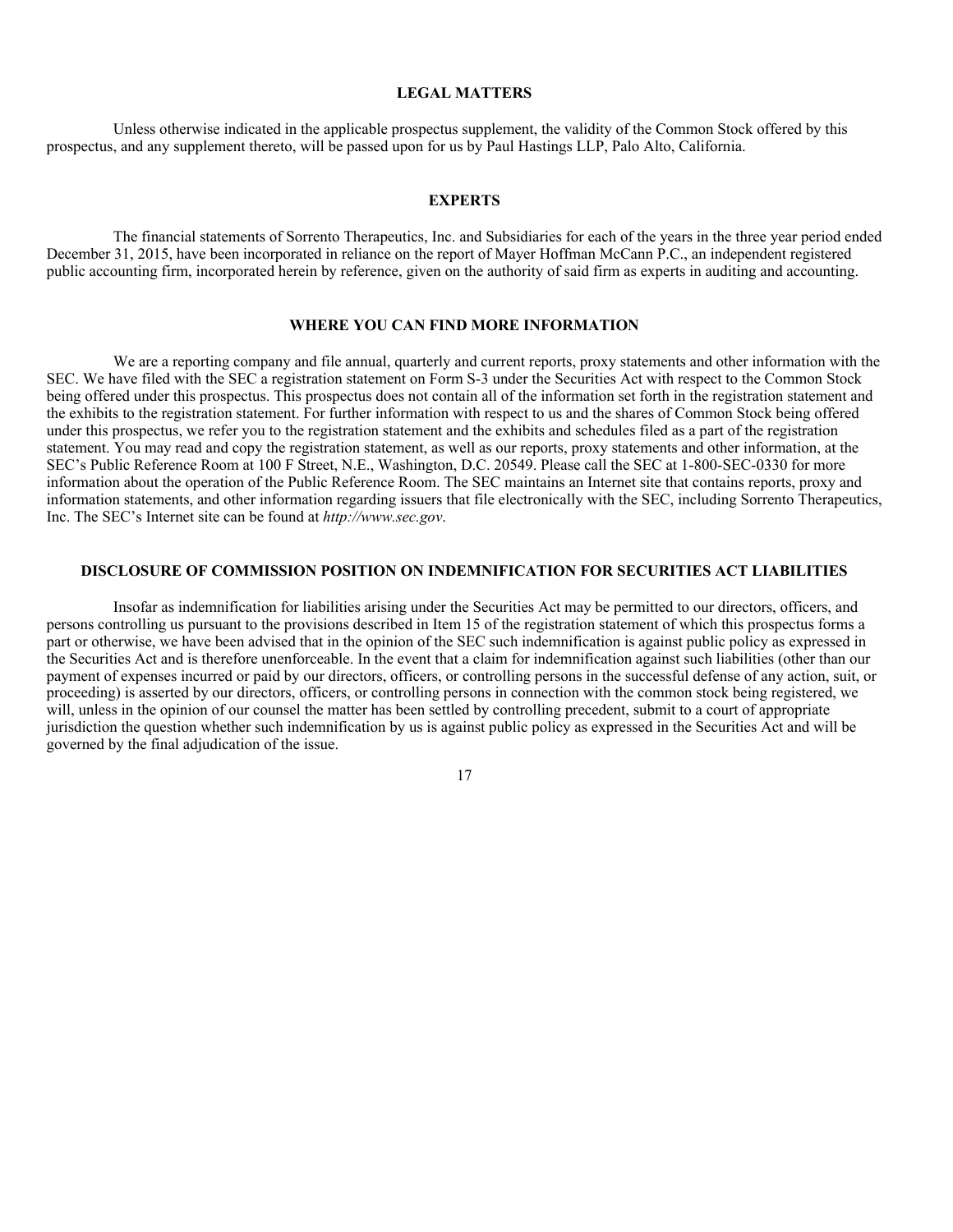## LEGAL MATTERS

Unless otherwise indicated in the applicable prospectus supplement, the validity of the Common Stock offered by this prospectus, and any supplement thereto, will be passed upon for us by Paul Hastings LLP, Palo Alto, California.

## EXPERTS

The financial statements of Sorrento Therapeutics, Inc. and Subsidiaries for each of the years in the three year period ended December 31, 2015, have been incorporated in reliance on the report of Mayer Hoffman McCann P.C., an independent registered public accounting firm, incorporated herein by reference, given on the authority of said firm as experts in auditing and accounting.

## WHERE YOU CAN FIND MORE INFORMATION

We are a reporting company and file annual, quarterly and current reports, proxy statements and other information with the SEC. We have filed with the SEC a registration statement on Form S-3 under the Securities Act with respect to the Common Stock being offered under this prospectus. This prospectus does not contain all of the information set forth in the registration statement and the exhibits to the registration statement. For further information with respect to us and the shares of Common Stock being offered under this prospectus, we refer you to the registration statement and the exhibits and schedules filed as a part of the registration statement. You may read and copy the registration statement, as well as our reports, proxy statements and other information, at the SEC's Public Reference Room at 100 F Street, N.E., Washington, D.C. 20549. Please call the SEC at 1-800-SEC-0330 for more information about the operation of the Public Reference Room. The SEC maintains an Internet site that contains reports, proxy and information statements, and other information regarding issuers that file electronically with the SEC, including Sorrento Therapeutics, Inc. The SEC's Internet site can be found at *http://www.sec.gov*.

## DISCLOSURE OF COMMISSION POSITION ON INDEMNIFICATION FOR SECURITIES ACT LIABILITIES

Insofar as indemnification for liabilities arising under the Securities Act may be permitted to our directors, officers, and persons controlling us pursuant to the provisions described in Item 15 of the registration statement of which this prospectus forms a part or otherwise, we have been advised that in the opinion of the SEC such indemnification is against public policy as expressed in the Securities Act and is therefore unenforceable. In the event that a claim for indemnification against such liabilities (other than our payment of expenses incurred or paid by our directors, officers, or controlling persons in the successful defense of any action, suit, or proceeding) is asserted by our directors, officers, or controlling persons in connection with the common stock being registered, we will, unless in the opinion of our counsel the matter has been settled by controlling precedent, submit to a court of appropriate jurisdiction the question whether such indemnification by us is against public policy as expressed in the Securities Act and will be governed by the final adjudication of the issue.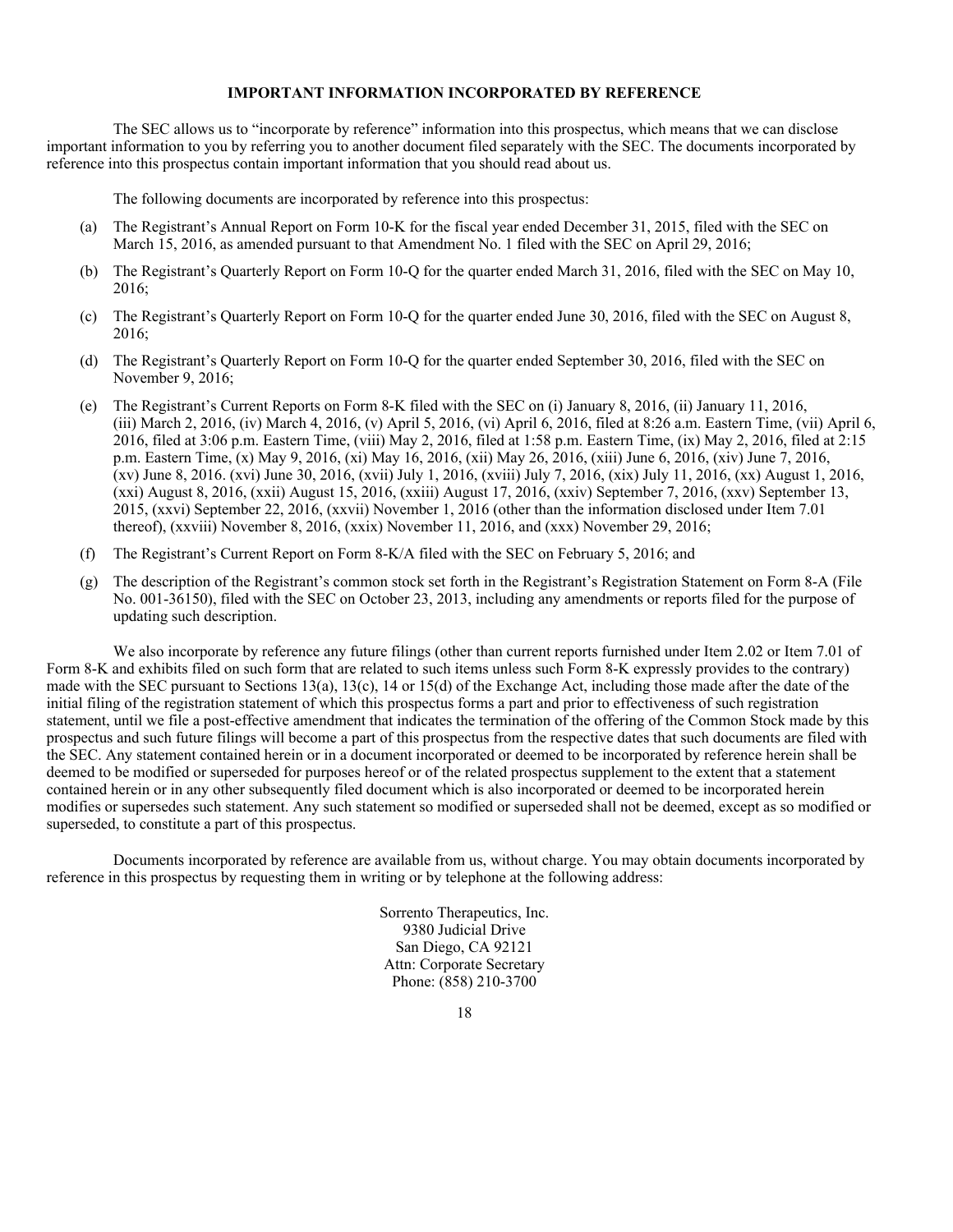## IMPORTANT INFORMATION INCORPORATED BY REFERENCE

The SEC allows us to "incorporate by reference" information into this prospectus, which means that we can disclose important information to you by referring you to another document filed separately with the SEC. The documents incorporated by reference into this prospectus contain important information that you should read about us.

The following documents are incorporated by reference into this prospectus:

(a) The Registrant's Annual Report on Form 10-K for the fiscal year ended December 31, 2015, filed with the SEC on March 15, 2016, as amended pursuant to that Amendment No. 1 filed with the SEC on April 29, 2016;

(b) The Registrant's Quarterly Report on Form 10-Q for the quarter ended March 31, 2016, filed with the SEC on May 10, 2016;

(c) The Registrant's Quarterly Report on Form 10-Q for the quarter ended June 30, 2016, filed with the SEC on August 8, 2016;

(d) The Registrant's Quarterly Report on Form 10-Q for the quarter ended September 30, 2016, filed with the SEC on November 9, 2016;

(e) The Registrant's Current Reports on Form 8-K filed with the SEC on (i) January 8, 2016, (ii) January 11, 2016, (iii) March 2, 2016, (iv) March 4, 2016, (v) April 5, 2016, (vi) April 6, 2016, filed at 8:26 a.m. Eastern Time, (vii) April 6, 2016, filed at 3:06 p.m. Eastern Time, (viii) May 2, 2016, filed at 1:58 p.m. Eastern Time, (ix) May 2, 2016, filed at 2:15 p.m. Eastern Time, (x) May 9, 2016, (xi) May 16, 2016, (xii) May 26, 2016, (xiii) June 6, 2016, (xiv) June 7, 2016, (xv) June 8, 2016. (xvi) June 30, 2016, (xvii) July 1, 2016, (xviii) July 7, 2016, (xix) July 11, 2016, (xx) August 1, 2016, (xxi) August 8, 2016, (xxii) August 15, 2016, (xxiii) August 17, 2016, (xxiv) September 7, 2016, (xxv) September 13, 2015, (xxvi) September 22, 2016, (xxvii) November 1, 2016 (other than the information disclosed under Item 7.01 thereof), (xxviii) November 8, 2016, (xxix) November 11, 2016, and (xxx) November 29, 2016;

(f) The Registrant's Current Report on Form 8-K/A filed with the SEC on February 5, 2016; and

(g) The description of the Registrant's common stock set forth in the Registrant's Registration Statement on Form 8-A (File No. 001-36150), filed with the SEC on October 23, 2013, including any amendments or reports filed for the purpose of updating such description.

We also incorporate by reference any future filings (other than current reports furnished under Item 2.02 or Item 7.01 of Form 8-K and exhibits filed on such form that are related to such items unless such Form 8-K expressly provides to the contrary) made with the SEC pursuant to Sections 13(a), 13(c), 14 or 15(d) of the Exchange Act, including those made after the date of the initial filing of the registration statement of which this prospectus forms a part and prior to effectiveness of such registration statement, until we file a post-effective amendment that indicates the termination of the offering of the Common Stock made by this prospectus and such future filings will become a part of this prospectus from the respective dates that such documents are filed with the SEC. Any statement contained herein or in a document incorporated or deemed to be incorporated by reference herein shall be deemed to be modified or superseded for purposes hereof or of the related prospectus supplement to the extent that a statement contained herein or in any other subsequently filed document which is also incorporated or deemed to be incorporated herein modifies or supersedes such statement. Any such statement so modified or superseded shall not be deemed, except as so modified or superseded, to constitute a part of this prospectus.

Documents incorporated by reference are available from us, without charge. You may obtain documents incorporated by reference in this prospectus by requesting them in writing or by telephone at the following address:

Sorrento Therapeutics, Inc.
9380 Judicial Drive
San Diego, CA 92121
Attn: Corporate Secretary
Phone: (858) 210-3700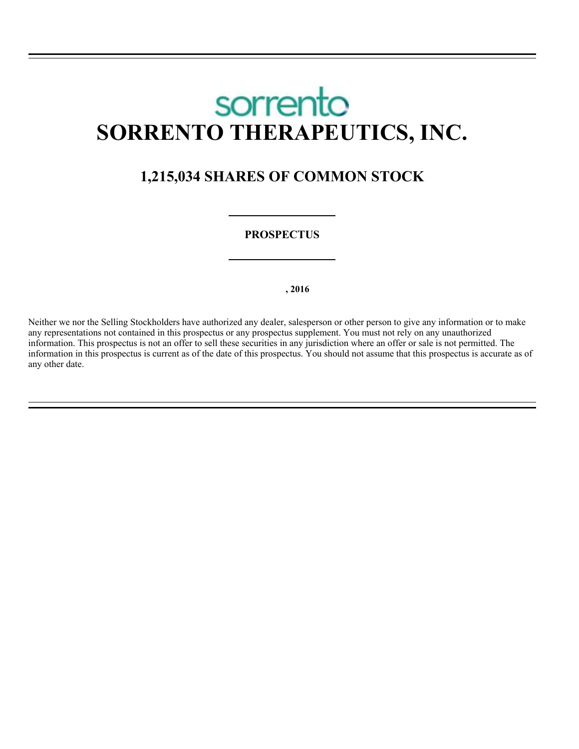sorrento

# SORRENTO THERAPEUTICS, INC.

## 1,215,034 SHARES OF COMMON STOCK

---

**PROSPECTUS**

---

**, 2016**

Neither we nor the Selling Stockholders have authorized any dealer, salesperson or other person to give any information or to make any representations not contained in this prospectus or any prospectus supplement. You must not rely on any unauthorized information. This prospectus is not an offer to sell these securities in any jurisdiction where an offer or sale is not permitted. The information in this prospectus is current as of the date of this prospectus. You should not assume that this prospectus is accurate as of any other date.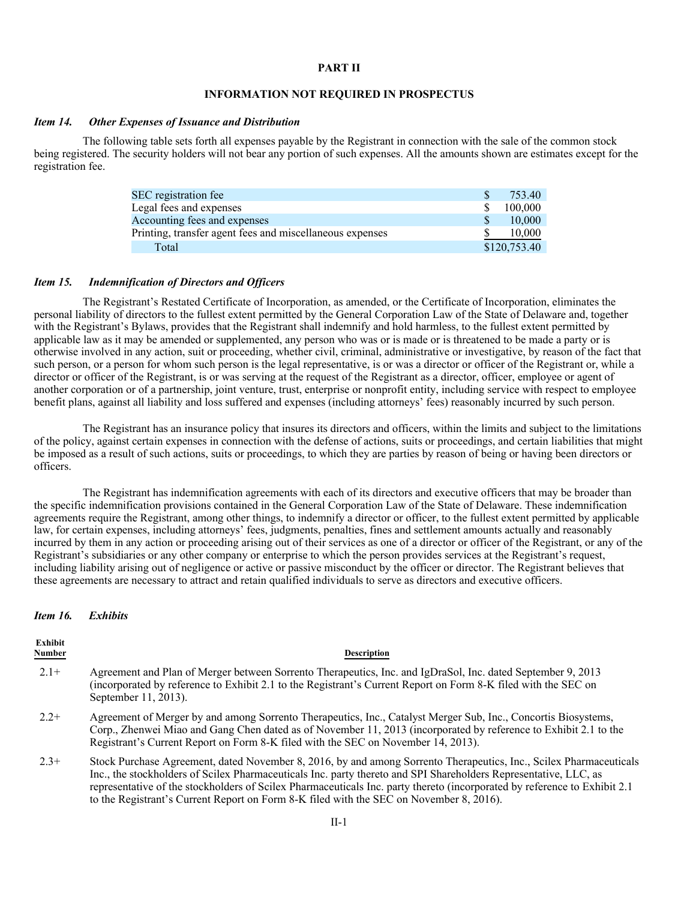# PART II

## INFORMATION NOT REQUIRED IN PROSPECTUS

### *Item 14. Other Expenses of Issuance and Distribution*

The following table sets forth all expenses payable by the Registrant in connection with the sale of the common stock being registered. The security holders will not bear any portion of such expenses. All the amounts shown are estimates except for the registration fee.

| | |
|---|---|
| SEC registration fee | $ 753.40 |
| Legal fees and expenses | $ 100,000 |
| Accounting fees and expenses | $ 10,000 |
| Printing, transfer agent fees and miscellaneous expenses | $ 10,000 |
| Total | $120,753.40 |

### *Item 15. Indemnification of Directors and Officers*

The Registrant's Restated Certificate of Incorporation, as amended, or the Certificate of Incorporation, eliminates the personal liability of directors to the fullest extent permitted by the General Corporation Law of the State of Delaware and, together with the Registrant's Bylaws, provides that the Registrant shall indemnify and hold harmless, to the fullest extent permitted by applicable law as it may be amended or supplemented, any person who was or is made or is threatened to be made a party or is otherwise involved in any action, suit or proceeding, whether civil, criminal, administrative or investigative, by reason of the fact that such person, or a person for whom such person is the legal representative, is or was a director or officer of the Registrant or, while a director or officer of the Registrant, is or was serving at the request of the Registrant as a director, officer, employee or agent of another corporation or of a partnership, joint venture, trust, enterprise or nonprofit entity, including service with respect to employee benefit plans, against all liability and loss suffered and expenses (including attorneys' fees) reasonably incurred by such person.

The Registrant has an insurance policy that insures its directors and officers, within the limits and subject to the limitations of the policy, against certain expenses in connection with the defense of actions, suits or proceedings, and certain liabilities that might be imposed as a result of such actions, suits or proceedings, to which they are parties by reason of being or having been directors or officers.

The Registrant has indemnification agreements with each of its directors and executive officers that may be broader than the specific indemnification provisions contained in the General Corporation Law of the State of Delaware. These indemnification agreements require the Registrant, among other things, to indemnify a director or officer, to the fullest extent permitted by applicable law, for certain expenses, including attorneys' fees, judgments, penalties, fines and settlement amounts actually and reasonably incurred by them in any action or proceeding arising out of their services as one of a director or officer of the Registrant, or any of the Registrant's subsidiaries or any other company or enterprise to which the person provides services at the Registrant's request, including liability arising out of negligence or active or passive misconduct by the officer or director. The Registrant believes that these agreements are necessary to attract and retain qualified individuals to serve as directors and executive officers.

### *Item 16. Exhibits*

| Exhibit Number | Description |
|---|---|
| 2.1+ | Agreement and Plan of Merger between Sorrento Therapeutics, Inc. and IgDraSol, Inc. dated September 9, 2013 (incorporated by reference to Exhibit 2.1 to the Registrant's Current Report on Form 8-K filed with the SEC on September 11, 2013). |
| 2.2+ | Agreement of Merger by and among Sorrento Therapeutics, Inc., Catalyst Merger Sub, Inc., Concortis Biosystems, Corp., Zhenwei Miao and Gang Chen dated as of November 11, 2013 (incorporated by reference to Exhibit 2.1 to the Registrant's Current Report on Form 8-K filed with the SEC on November 14, 2013). |
| 2.3+ | Stock Purchase Agreement, dated November 8, 2016, by and among Sorrento Therapeutics, Inc., Scilex Pharmaceuticals Inc., the stockholders of Scilex Pharmaceuticals Inc. party thereto and SPI Shareholders Representative, LLC, as representative of the stockholders of Scilex Pharmaceuticals Inc. party thereto (incorporated by reference to Exhibit 2.1 to the Registrant's Current Report on Form 8-K filed with the SEC on November 8, 2016). |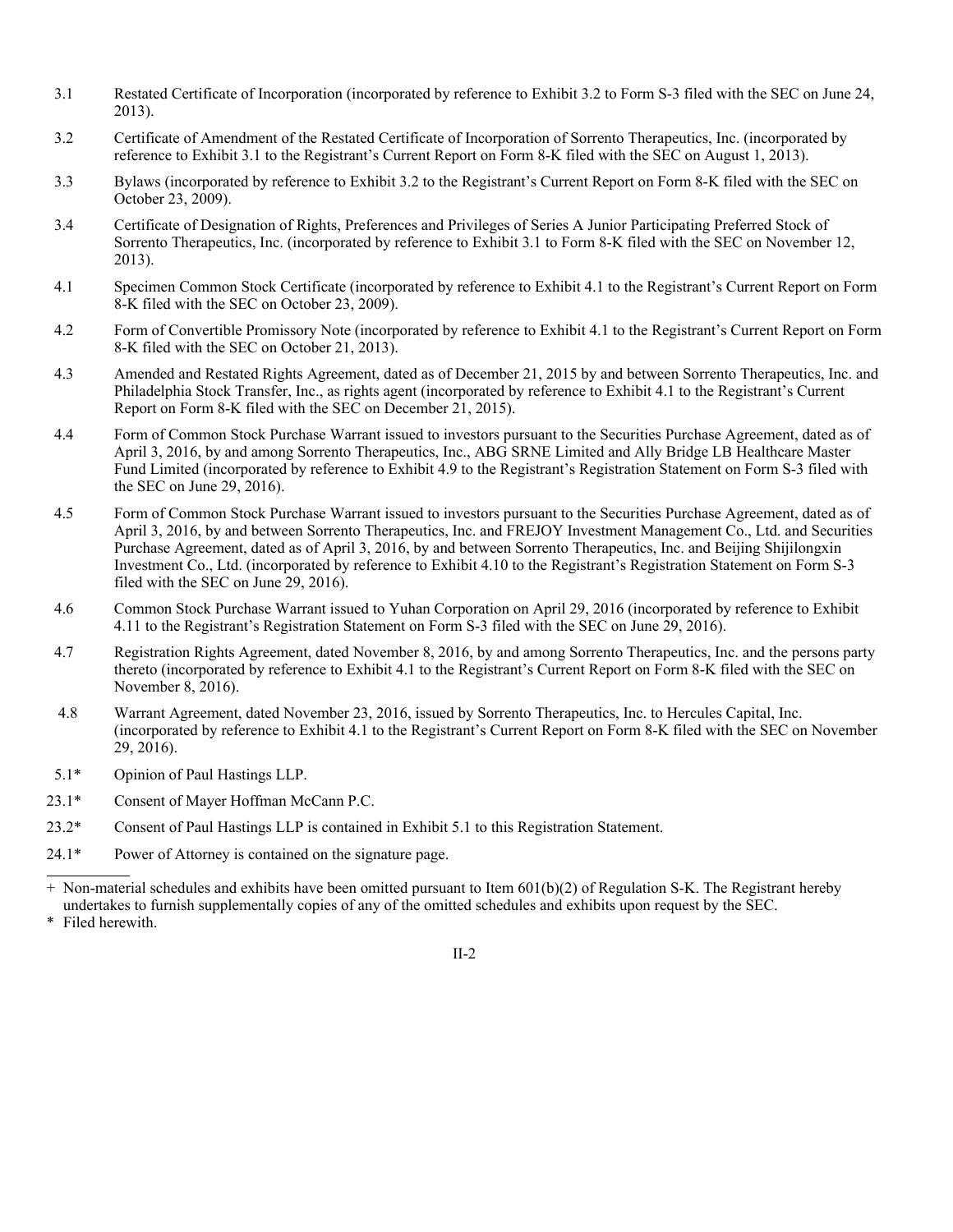| | |
|---|---|
| 3.1 | Restated Certificate of Incorporation (incorporated by reference to Exhibit 3.2 to Form S-3 filed with the SEC on June 24, 2013). |
| 3.2 | Certificate of Amendment of the Restated Certificate of Incorporation of Sorrento Therapeutics, Inc. (incorporated by reference to Exhibit 3.1 to the Registrant's Current Report on Form 8-K filed with the SEC on August 1, 2013). |
| 3.3 | Bylaws (incorporated by reference to Exhibit 3.2 to the Registrant's Current Report on Form 8-K filed with the SEC on October 23, 2009). |
| 3.4 | Certificate of Designation of Rights, Preferences and Privileges of Series A Junior Participating Preferred Stock of Sorrento Therapeutics, Inc. (incorporated by reference to Exhibit 3.1 to Form 8-K filed with the SEC on November 12, 2013). |
| 4.1 | Specimen Common Stock Certificate (incorporated by reference to Exhibit 4.1 to the Registrant's Current Report on Form 8-K filed with the SEC on October 23, 2009). |
| 4.2 | Form of Convertible Promissory Note (incorporated by reference to Exhibit 4.1 to the Registrant's Current Report on Form 8-K filed with the SEC on October 21, 2013). |
| 4.3 | Amended and Restated Rights Agreement, dated as of December 21, 2015 by and between Sorrento Therapeutics, Inc. and Philadelphia Stock Transfer, Inc., as rights agent (incorporated by reference to Exhibit 4.1 to the Registrant's Current Report on Form 8-K filed with the SEC on December 21, 2015). |
| 4.4 | Form of Common Stock Purchase Warrant issued to investors pursuant to the Securities Purchase Agreement, dated as of April 3, 2016, by and among Sorrento Therapeutics, Inc., ABG SRNE Limited and Ally Bridge LB Healthcare Master Fund Limited (incorporated by reference to Exhibit 4.9 to the Registrant's Registration Statement on Form S-3 filed with the SEC on June 29, 2016). |
| 4.5 | Form of Common Stock Purchase Warrant issued to investors pursuant to the Securities Purchase Agreement, dated as of April 3, 2016, by and between Sorrento Therapeutics, Inc. and FREJOY Investment Management Co., Ltd. and Securities Purchase Agreement, dated as of April 3, 2016, by and between Sorrento Therapeutics, Inc. and Beijing Shijilongxin Investment Co., Ltd. (incorporated by reference to Exhibit 4.10 to the Registrant's Registration Statement on Form S-3 filed with the SEC on June 29, 2016). |
| 4.6 | Common Stock Purchase Warrant issued to Yuhan Corporation on April 29, 2016 (incorporated by reference to Exhibit 4.11 to the Registrant's Registration Statement on Form S-3 filed with the SEC on June 29, 2016). |
| 4.7 | Registration Rights Agreement, dated November 8, 2016, by and among Sorrento Therapeutics, Inc. and the persons party thereto (incorporated by reference to Exhibit 4.1 to the Registrant's Current Report on Form 8-K filed with the SEC on November 8, 2016). |
| 4.8 | Warrant Agreement, dated November 23, 2016, issued by Sorrento Therapeutics, Inc. to Hercules Capital, Inc. (incorporated by reference to Exhibit 4.1 to the Registrant's Current Report on Form 8-K filed with the SEC on November 29, 2016). |
| 5.1* | Opinion of Paul Hastings LLP. |
| 23.1* | Consent of Mayer Hoffman McCann P.C. |
| 23.2* | Consent of Paul Hastings LLP is contained in Exhibit 5.1 to this Registration Statement. |
| 24.1* | Power of Attorney is contained on the signature page. |

+ Non-material schedules and exhibits have been omitted pursuant to Item 601(b)(2) of Regulation S-K. The Registrant hereby undertakes to furnish supplementally copies of any of the omitted schedules and exhibits upon request by the SEC.

* Filed herewith.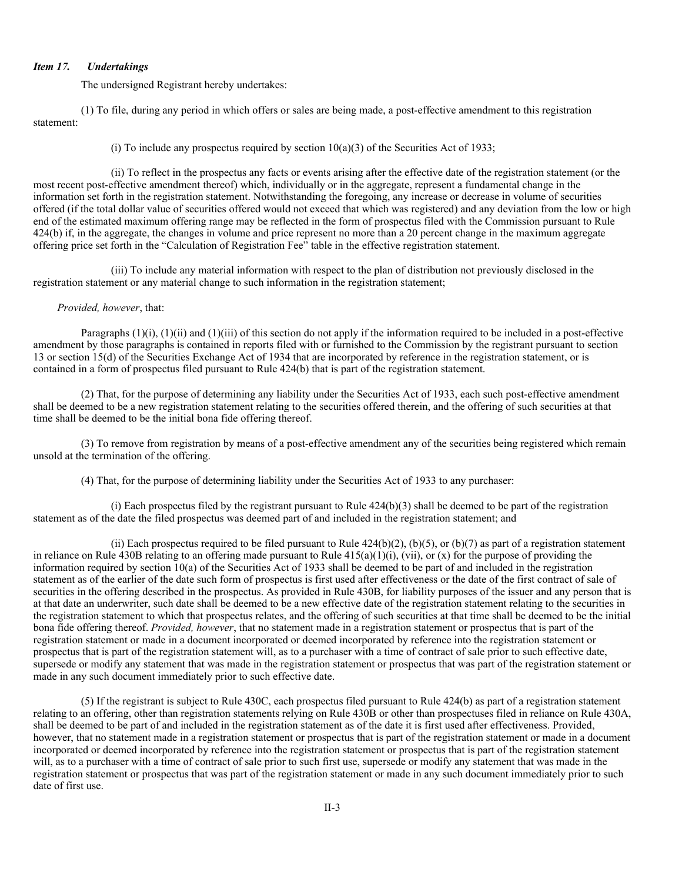***Item 17. Undertakings***

The undersigned Registrant hereby undertakes:

(1) To file, during any period in which offers or sales are being made, a post-effective amendment to this registration statement:

(i) To include any prospectus required by section 10(a)(3) of the Securities Act of 1933;

(ii) To reflect in the prospectus any facts or events arising after the effective date of the registration statement (or the most recent post-effective amendment thereof) which, individually or in the aggregate, represent a fundamental change in the information set forth in the registration statement. Notwithstanding the foregoing, any increase or decrease in volume of securities offered (if the total dollar value of securities offered would not exceed that which was registered) and any deviation from the low or high end of the estimated maximum offering range may be reflected in the form of prospectus filed with the Commission pursuant to Rule 424(b) if, in the aggregate, the changes in volume and price represent no more than a 20 percent change in the maximum aggregate offering price set forth in the "Calculation of Registration Fee" table in the effective registration statement.

(iii) To include any material information with respect to the plan of distribution not previously disclosed in the registration statement or any material change to such information in the registration statement;

*Provided, however*, that:

Paragraphs (1)(i), (1)(ii) and (1)(iii) of this section do not apply if the information required to be included in a post-effective amendment by those paragraphs is contained in reports filed with or furnished to the Commission by the registrant pursuant to section 13 or section 15(d) of the Securities Exchange Act of 1934 that are incorporated by reference in the registration statement, or is contained in a form of prospectus filed pursuant to Rule 424(b) that is part of the registration statement.

(2) That, for the purpose of determining any liability under the Securities Act of 1933, each such post-effective amendment shall be deemed to be a new registration statement relating to the securities offered therein, and the offering of such securities at that time shall be deemed to be the initial bona fide offering thereof.

(3) To remove from registration by means of a post-effective amendment any of the securities being registered which remain unsold at the termination of the offering.

(4) That, for the purpose of determining liability under the Securities Act of 1933 to any purchaser:

(i) Each prospectus filed by the registrant pursuant to Rule 424(b)(3) shall be deemed to be part of the registration statement as of the date the filed prospectus was deemed part of and included in the registration statement; and

(ii) Each prospectus required to be filed pursuant to Rule 424(b)(2), (b)(5), or (b)(7) as part of a registration statement in reliance on Rule 430B relating to an offering made pursuant to Rule 415(a)(1)(i), (vii), or (x) for the purpose of providing the information required by section 10(a) of the Securities Act of 1933 shall be deemed to be part of and included in the registration statement as of the earlier of the date such form of prospectus is first used after effectiveness or the date of the first contract of sale of securities in the offering described in the prospectus. As provided in Rule 430B, for liability purposes of the issuer and any person that is at that date an underwriter, such date shall be deemed to be a new effective date of the registration statement relating to the securities in the registration statement to which that prospectus relates, and the offering of such securities at that time shall be deemed to be the initial bona fide offering thereof. *Provided, however*, that no statement made in a registration statement or prospectus that is part of the registration statement or made in a document incorporated or deemed incorporated by reference into the registration statement or prospectus that is part of the registration statement will, as to a purchaser with a time of contract of sale prior to such effective date, supersede or modify any statement that was made in the registration statement or prospectus that was part of the registration statement or made in any such document immediately prior to such effective date.

(5) If the registrant is subject to Rule 430C, each prospectus filed pursuant to Rule 424(b) as part of a registration statement relating to an offering, other than registration statements relying on Rule 430B or other than prospectuses filed in reliance on Rule 430A, shall be deemed to be part of and included in the registration statement as of the date it is first used after effectiveness. Provided, however, that no statement made in a registration statement or prospectus that is part of the registration statement or made in a document incorporated or deemed incorporated by reference into the registration statement or prospectus that is part of the registration statement will, as to a purchaser with a time of contract of sale prior to such first use, supersede or modify any statement that was made in the registration statement or prospectus that was part of the registration statement or made in any such document immediately prior to such date of first use.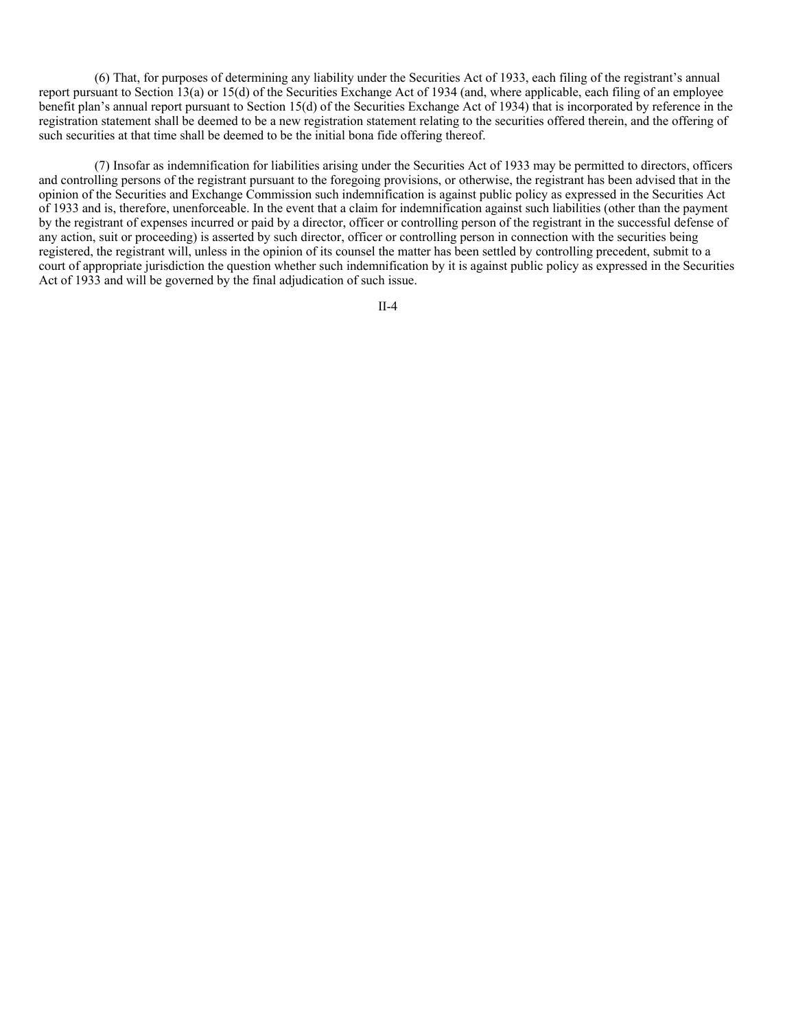(6) That, for purposes of determining any liability under the Securities Act of 1933, each filing of the registrant's annual report pursuant to Section 13(a) or 15(d) of the Securities Exchange Act of 1934 (and, where applicable, each filing of an employee benefit plan's annual report pursuant to Section 15(d) of the Securities Exchange Act of 1934) that is incorporated by reference in the registration statement shall be deemed to be a new registration statement relating to the securities offered therein, and the offering of such securities at that time shall be deemed to be the initial bona fide offering thereof.

(7) Insofar as indemnification for liabilities arising under the Securities Act of 1933 may be permitted to directors, officers and controlling persons of the registrant pursuant to the foregoing provisions, or otherwise, the registrant has been advised that in the opinion of the Securities and Exchange Commission such indemnification is against public policy as expressed in the Securities Act of 1933 and is, therefore, unenforceable. In the event that a claim for indemnification against such liabilities (other than the payment by the registrant of expenses incurred or paid by a director, officer or controlling person of the registrant in the successful defense of any action, suit or proceeding) is asserted by such director, officer or controlling person in connection with the securities being registered, the registrant will, unless in the opinion of its counsel the matter has been settled by controlling precedent, submit to a court of appropriate jurisdiction the question whether such indemnification by it is against public policy as expressed in the Securities Act of 1933 and will be governed by the final adjudication of such issue.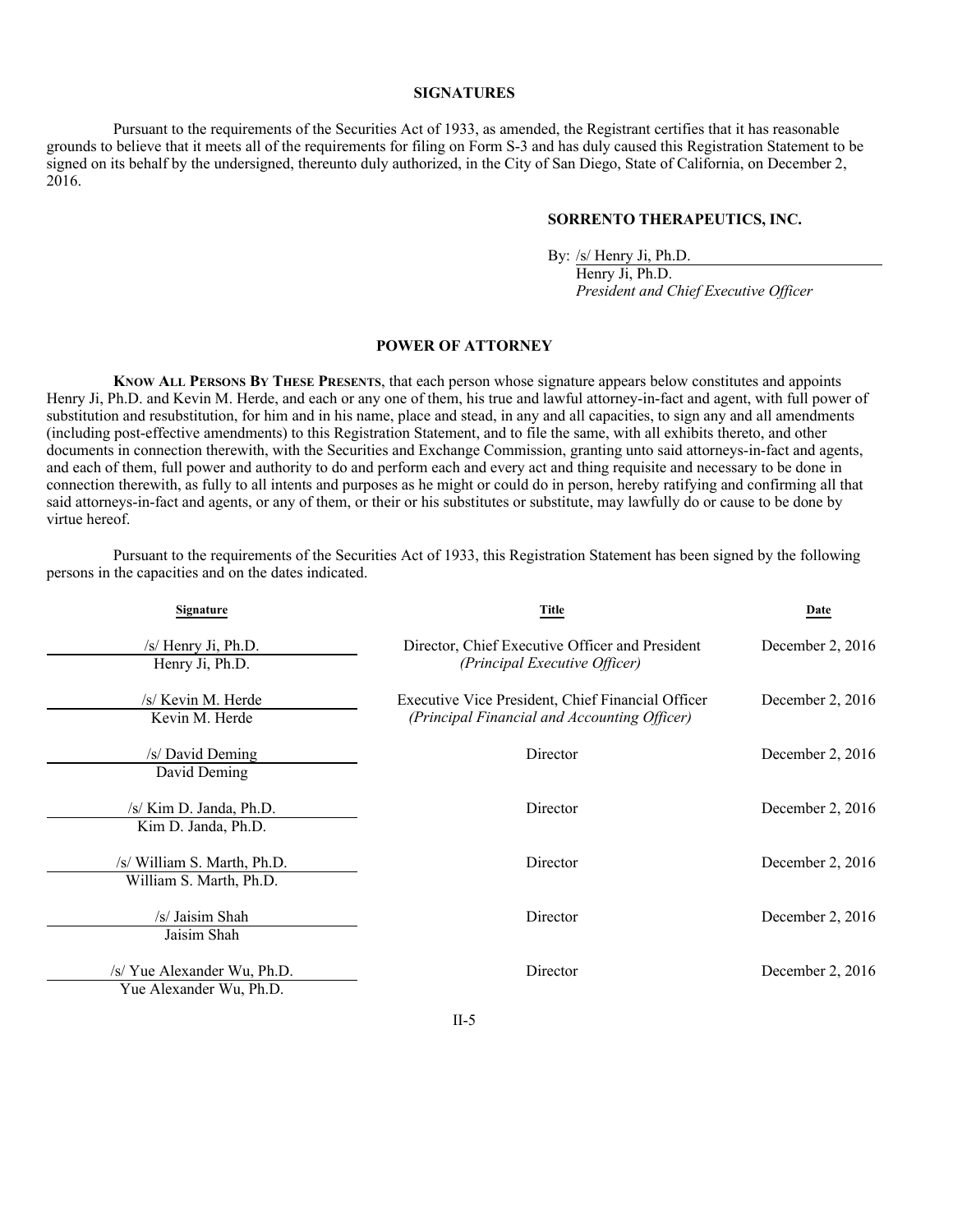## SIGNATURES

Pursuant to the requirements of the Securities Act of 1933, as amended, the Registrant certifies that it has reasonable grounds to believe that it meets all of the requirements for filing on Form S-3 and has duly caused this Registration Statement to be signed on its behalf by the undersigned, thereunto duly authorized, in the City of San Diego, State of California, on December 2, 2016.

**SORRENTO THERAPEUTICS, INC.**

By: /s/ Henry Ji, Ph.D.
Henry Ji, Ph.D.
*President and Chief Executive Officer*

## POWER OF ATTORNEY

**KNOW ALL PERSONS BY THESE PRESENTS**, that each person whose signature appears below constitutes and appoints Henry Ji, Ph.D. and Kevin M. Herde, and each or any one of them, his true and lawful attorney-in-fact and agent, with full power of substitution and resubstitution, for him and in his name, place and stead, in any and all capacities, to sign any and all amendments (including post-effective amendments) to this Registration Statement, and to file the same, with all exhibits thereto, and other documents in connection therewith, with the Securities and Exchange Commission, granting unto said attorneys-in-fact and agents, and each of them, full power and authority to do and perform each and every act and thing requisite and necessary to be done in connection therewith, as fully to all intents and purposes as he might or could do in person, hereby ratifying and confirming all that said attorneys-in-fact and agents, or any of them, or their or his substitutes or substitute, may lawfully do or cause to be done by virtue hereof.

Pursuant to the requirements of the Securities Act of 1933, this Registration Statement has been signed by the following persons in the capacities and on the dates indicated.

| Signature | Title | Date |
| --- | --- | --- |
| /s/ Henry Ji, Ph.D.<br>Henry Ji, Ph.D. | Director, Chief Executive Officer and President<br>*(Principal Executive Officer)* | December 2, 2016 |
| /s/ Kevin M. Herde<br>Kevin M. Herde | Executive Vice President, Chief Financial Officer<br>*(Principal Financial and Accounting Officer)* | December 2, 2016 |
| /s/ David Deming<br>David Deming | Director | December 2, 2016 |
| /s/ Kim D. Janda, Ph.D.<br>Kim D. Janda, Ph.D. | Director | December 2, 2016 |
| /s/ William S. Marth, Ph.D.<br>William S. Marth, Ph.D. | Director | December 2, 2016 |
| /s/ Jaisim Shah<br>Jaisim Shah | Director | December 2, 2016 |
| /s/ Yue Alexander Wu, Ph.D.<br>Yue Alexander Wu, Ph.D. | Director | December 2, 2016 |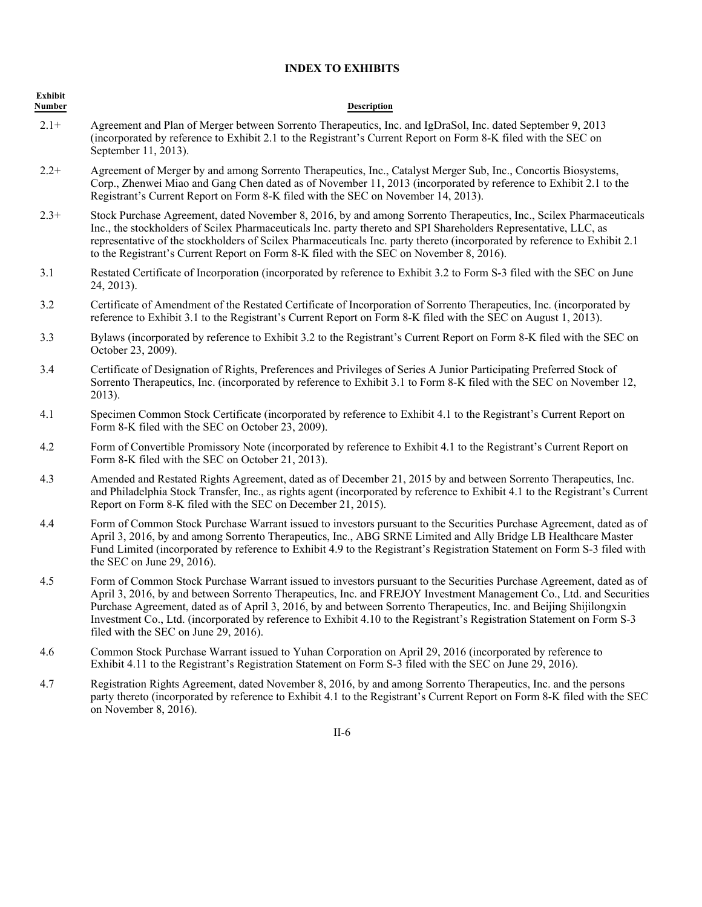## INDEX TO EXHIBITS

| Exhibit Number | Description |
|---|---|
| 2.1+ | Agreement and Plan of Merger between Sorrento Therapeutics, Inc. and IgDraSol, Inc. dated September 9, 2013 (incorporated by reference to Exhibit 2.1 to the Registrant's Current Report on Form 8-K filed with the SEC on September 11, 2013). |
| 2.2+ | Agreement of Merger by and among Sorrento Therapeutics, Inc., Catalyst Merger Sub, Inc., Concortis Biosystems, Corp., Zhenwei Miao and Gang Chen dated as of November 11, 2013 (incorporated by reference to Exhibit 2.1 to the Registrant's Current Report on Form 8-K filed with the SEC on November 14, 2013). |
| 2.3+ | Stock Purchase Agreement, dated November 8, 2016, by and among Sorrento Therapeutics, Inc., Scilex Pharmaceuticals Inc., the stockholders of Scilex Pharmaceuticals Inc. party thereto and SPI Shareholders Representative, LLC, as representative of the stockholders of Scilex Pharmaceuticals Inc. party thereto (incorporated by reference to Exhibit 2.1 to the Registrant's Current Report on Form 8-K filed with the SEC on November 8, 2016). |
| 3.1 | Restated Certificate of Incorporation (incorporated by reference to Exhibit 3.2 to Form S-3 filed with the SEC on June 24, 2013). |
| 3.2 | Certificate of Amendment of the Restated Certificate of Incorporation of Sorrento Therapeutics, Inc. (incorporated by reference to Exhibit 3.1 to the Registrant's Current Report on Form 8-K filed with the SEC on August 1, 2013). |
| 3.3 | Bylaws (incorporated by reference to Exhibit 3.2 to the Registrant's Current Report on Form 8-K filed with the SEC on October 23, 2009). |
| 3.4 | Certificate of Designation of Rights, Preferences and Privileges of Series A Junior Participating Preferred Stock of Sorrento Therapeutics, Inc. (incorporated by reference to Exhibit 3.1 to Form 8-K filed with the SEC on November 12, 2013). |
| 4.1 | Specimen Common Stock Certificate (incorporated by reference to Exhibit 4.1 to the Registrant's Current Report on Form 8-K filed with the SEC on October 23, 2009). |
| 4.2 | Form of Convertible Promissory Note (incorporated by reference to Exhibit 4.1 to the Registrant's Current Report on Form 8-K filed with the SEC on October 21, 2013). |
| 4.3 | Amended and Restated Rights Agreement, dated as of December 21, 2015 by and between Sorrento Therapeutics, Inc. and Philadelphia Stock Transfer, Inc., as rights agent (incorporated by reference to Exhibit 4.1 to the Registrant's Current Report on Form 8-K filed with the SEC on December 21, 2015). |
| 4.4 | Form of Common Stock Purchase Warrant issued to investors pursuant to the Securities Purchase Agreement, dated as of April 3, 2016, by and among Sorrento Therapeutics, Inc., ABG SRNE Limited and Ally Bridge LB Healthcare Master Fund Limited (incorporated by reference to Exhibit 4.9 to the Registrant's Registration Statement on Form S-3 filed with the SEC on June 29, 2016). |
| 4.5 | Form of Common Stock Purchase Warrant issued to investors pursuant to the Securities Purchase Agreement, dated as of April 3, 2016, by and between Sorrento Therapeutics, Inc. and FREJOY Investment Management Co., Ltd. and Securities Purchase Agreement, dated as of April 3, 2016, by and between Sorrento Therapeutics, Inc. and Beijing Shijilongxin Investment Co., Ltd. (incorporated by reference to Exhibit 4.10 to the Registrant's Registration Statement on Form S-3 filed with the SEC on June 29, 2016). |
| 4.6 | Common Stock Purchase Warrant issued to Yuhan Corporation on April 29, 2016 (incorporated by reference to Exhibit 4.11 to the Registrant's Registration Statement on Form S-3 filed with the SEC on June 29, 2016). |
| 4.7 | Registration Rights Agreement, dated November 8, 2016, by and among Sorrento Therapeutics, Inc. and the persons party thereto (incorporated by reference to Exhibit 4.1 to the Registrant's Current Report on Form 8-K filed with the SEC on November 8, 2016). |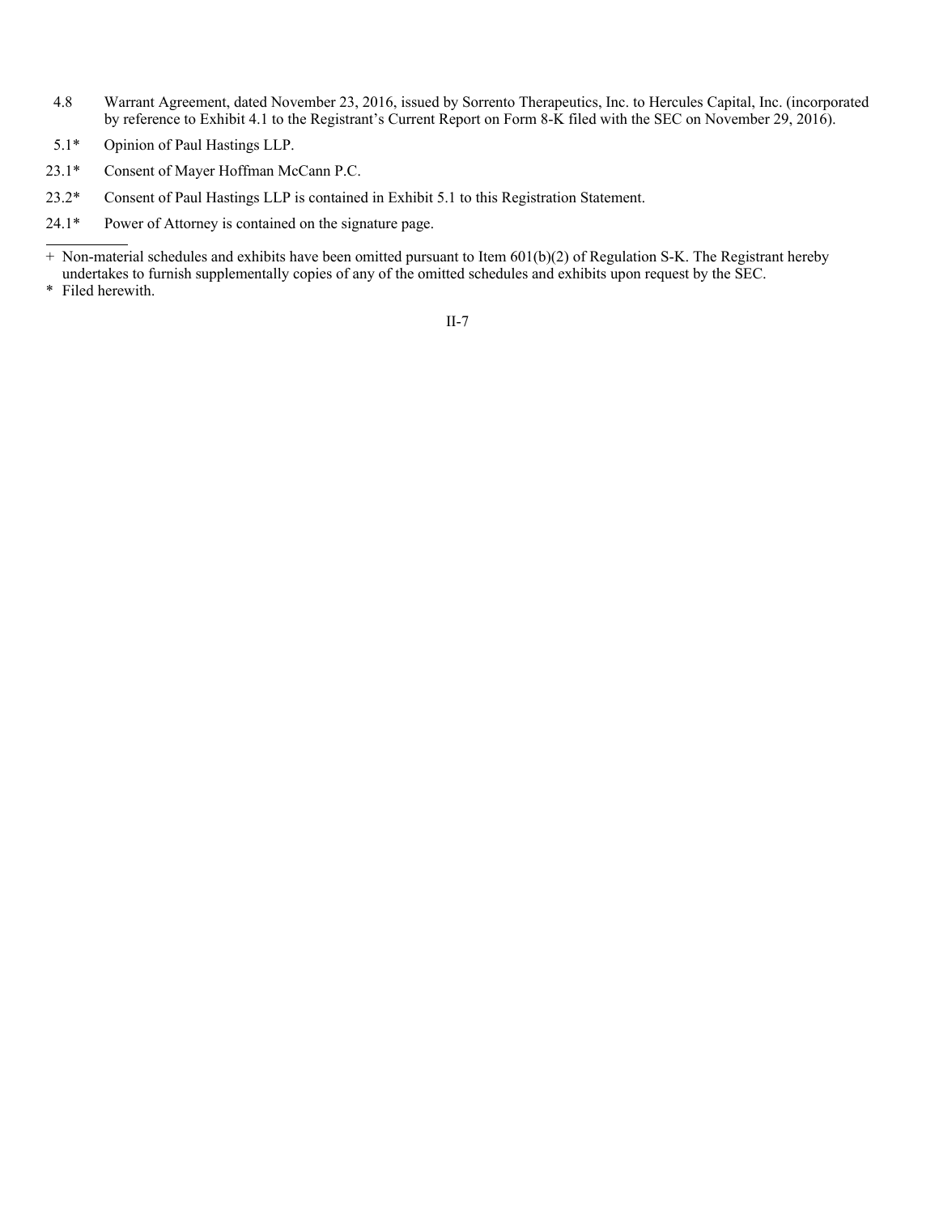| | |
|---|---|
| 4.8 | Warrant Agreement, dated November 23, 2016, issued by Sorrento Therapeutics, Inc. to Hercules Capital, Inc. (incorporated by reference to Exhibit 4.1 to the Registrant's Current Report on Form 8-K filed with the SEC on November 29, 2016). |
| 5.1* | Opinion of Paul Hastings LLP. |
| 23.1* | Consent of Mayer Hoffman McCann P.C. |
| 23.2* | Consent of Paul Hastings LLP is contained in Exhibit 5.1 to this Registration Statement. |
| 24.1* | Power of Attorney is contained on the signature page. |

---

+ Non-material schedules and exhibits have been omitted pursuant to Item 601(b)(2) of Regulation S-K. The Registrant hereby undertakes to furnish supplementally copies of any of the omitted schedules and exhibits upon request by the SEC.

* Filed herewith.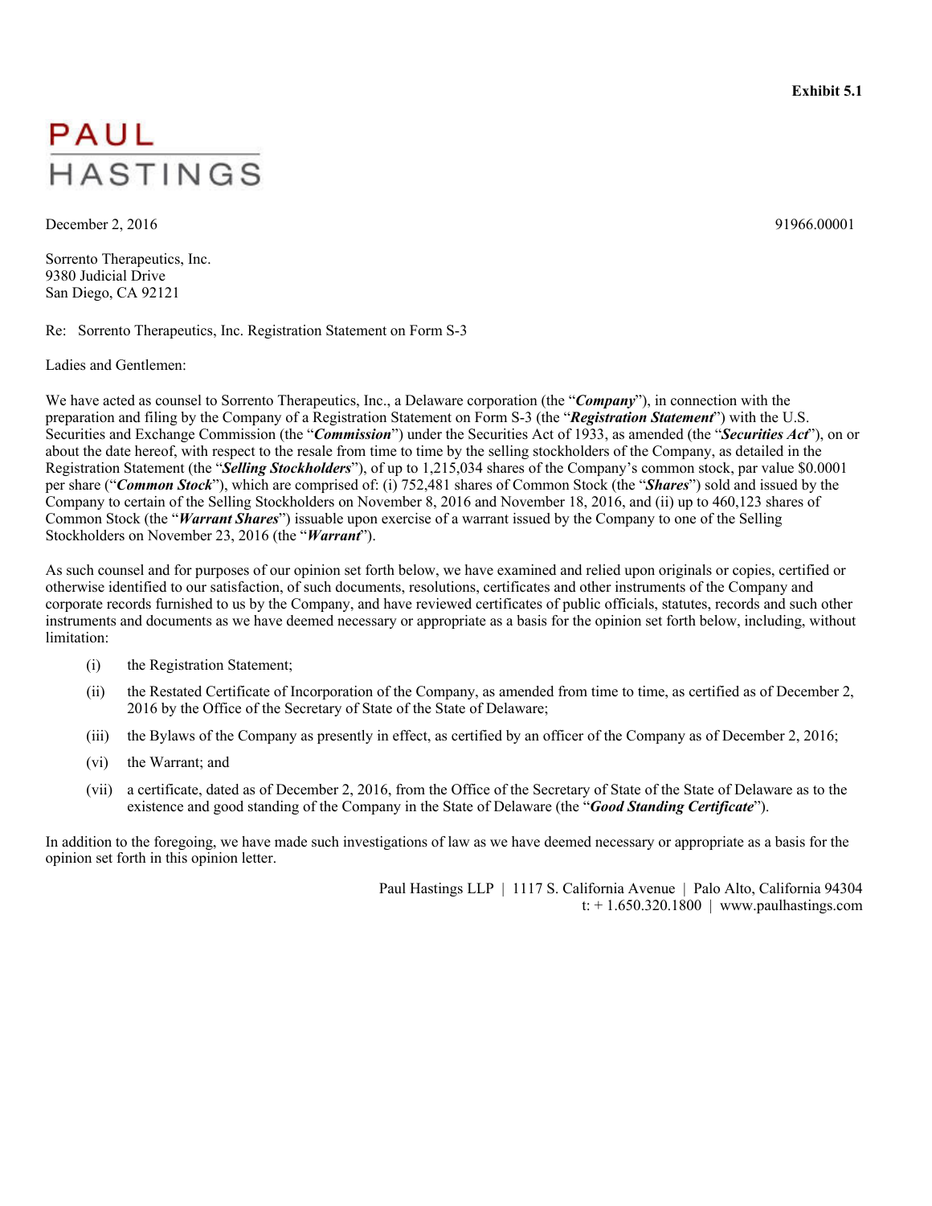**Exhibit 5.1**

PAUL HASTINGS

December 2, 2016 91966.00001

Sorrento Therapeutics, Inc.
9380 Judicial Drive
San Diego, CA 92121

Re: Sorrento Therapeutics, Inc. Registration Statement on Form S-3

Ladies and Gentlemen:

We have acted as counsel to Sorrento Therapeutics, Inc., a Delaware corporation (the "***Company***"), in connection with the preparation and filing by the Company of a Registration Statement on Form S-3 (the "***Registration Statement***") with the U.S. Securities and Exchange Commission (the "***Commission***") under the Securities Act of 1933, as amended (the "***Securities Act***"), on or about the date hereof, with respect to the resale from time to time by the selling stockholders of the Company, as detailed in the Registration Statement (the "***Selling Stockholders***"), of up to 1,215,034 shares of the Company's common stock, par value $0.0001 per share ("***Common Stock***"), which are comprised of: (i) 752,481 shares of Common Stock (the "***Shares***") sold and issued by the Company to certain of the Selling Stockholders on November 8, 2016 and November 18, 2016, and (ii) up to 460,123 shares of Common Stock (the "***Warrant Shares***") issuable upon exercise of a warrant issued by the Company to one of the Selling Stockholders on November 23, 2016 (the "***Warrant***").

As such counsel and for purposes of our opinion set forth below, we have examined and relied upon originals or copies, certified or otherwise identified to our satisfaction, of such documents, resolutions, certificates and other instruments of the Company and corporate records furnished to us by the Company, and have reviewed certificates of public officials, statutes, records and such other instruments and documents as we have deemed necessary or appropriate as a basis for the opinion set forth below, including, without limitation:

(i) the Registration Statement;

(ii) the Restated Certificate of Incorporation of the Company, as amended from time to time, as certified as of December 2, 2016 by the Office of the Secretary of State of the State of Delaware;

(iii) the Bylaws of the Company as presently in effect, as certified by an officer of the Company as of December 2, 2016;

(vi) the Warrant; and

(vii) a certificate, dated as of December 2, 2016, from the Office of the Secretary of State of the State of Delaware as to the existence and good standing of the Company in the State of Delaware (the "***Good Standing Certificate***").

In addition to the foregoing, we have made such investigations of law as we have deemed necessary or appropriate as a basis for the opinion set forth in this opinion letter.

Paul Hastings LLP | 1117 S. California Avenue | Palo Alto, California 94304
t: + 1.650.320.1800 | www.paulhastings.com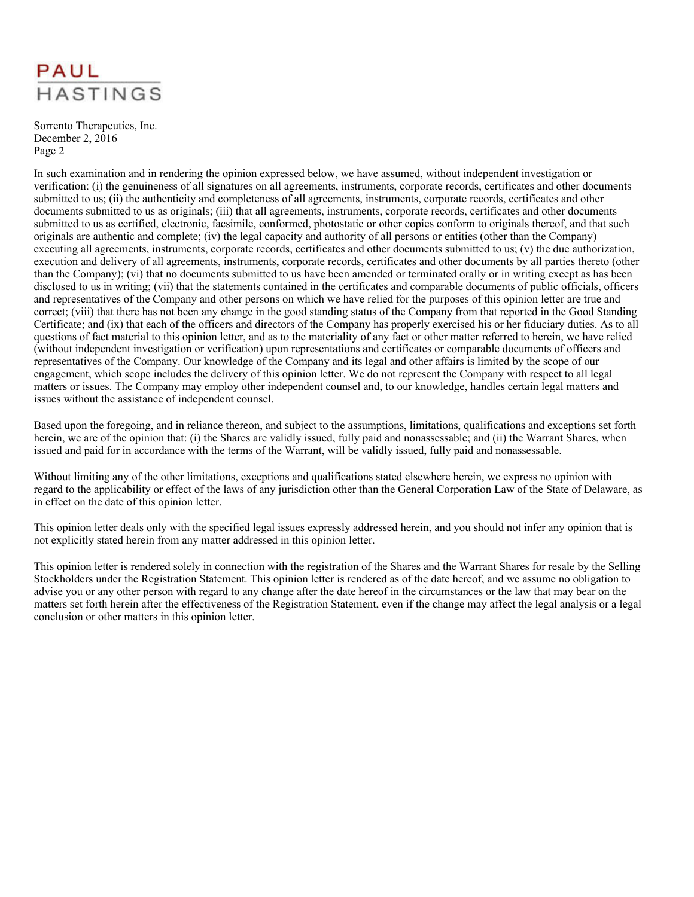Sorrento Therapeutics, Inc.
December 2, 2016
Page 2

In such examination and in rendering the opinion expressed below, we have assumed, without independent investigation or verification: (i) the genuineness of all signatures on all agreements, instruments, corporate records, certificates and other documents submitted to us; (ii) the authenticity and completeness of all agreements, instruments, corporate records, certificates and other documents submitted to us as originals; (iii) that all agreements, instruments, corporate records, certificates and other documents submitted to us as certified, electronic, facsimile, conformed, photostatic or other copies conform to originals thereof, and that such originals are authentic and complete; (iv) the legal capacity and authority of all persons or entities (other than the Company) executing all agreements, instruments, corporate records, certificates and other documents submitted to us; (v) the due authorization, execution and delivery of all agreements, instruments, corporate records, certificates and other documents by all parties thereto (other than the Company); (vi) that no documents submitted to us have been amended or terminated orally or in writing except as has been disclosed to us in writing; (vii) that the statements contained in the certificates and comparable documents of public officials, officers and representatives of the Company and other persons on which we have relied for the purposes of this opinion letter are true and correct; (viii) that there has not been any change in the good standing status of the Company from that reported in the Good Standing Certificate; and (ix) that each of the officers and directors of the Company has properly exercised his or her fiduciary duties. As to all questions of fact material to this opinion letter, and as to the materiality of any fact or other matter referred to herein, we have relied (without independent investigation or verification) upon representations and certificates or comparable documents of officers and representatives of the Company. Our knowledge of the Company and its legal and other affairs is limited by the scope of our engagement, which scope includes the delivery of this opinion letter. We do not represent the Company with respect to all legal matters or issues. The Company may employ other independent counsel and, to our knowledge, handles certain legal matters and issues without the assistance of independent counsel.

Based upon the foregoing, and in reliance thereon, and subject to the assumptions, limitations, qualifications and exceptions set forth herein, we are of the opinion that: (i) the Shares are validly issued, fully paid and nonassessable; and (ii) the Warrant Shares, when issued and paid for in accordance with the terms of the Warrant, will be validly issued, fully paid and nonassessable.

Without limiting any of the other limitations, exceptions and qualifications stated elsewhere herein, we express no opinion with regard to the applicability or effect of the laws of any jurisdiction other than the General Corporation Law of the State of Delaware, as in effect on the date of this opinion letter.

This opinion letter deals only with the specified legal issues expressly addressed herein, and you should not infer any opinion that is not explicitly stated herein from any matter addressed in this opinion letter.

This opinion letter is rendered solely in connection with the registration of the Shares and the Warrant Shares for resale by the Selling Stockholders under the Registration Statement. This opinion letter is rendered as of the date hereof, and we assume no obligation to advise you or any other person with regard to any change after the date hereof in the circumstances or the law that may bear on the matters set forth herein after the effectiveness of the Registration Statement, even if the change may affect the legal analysis or a legal conclusion or other matters in this opinion letter.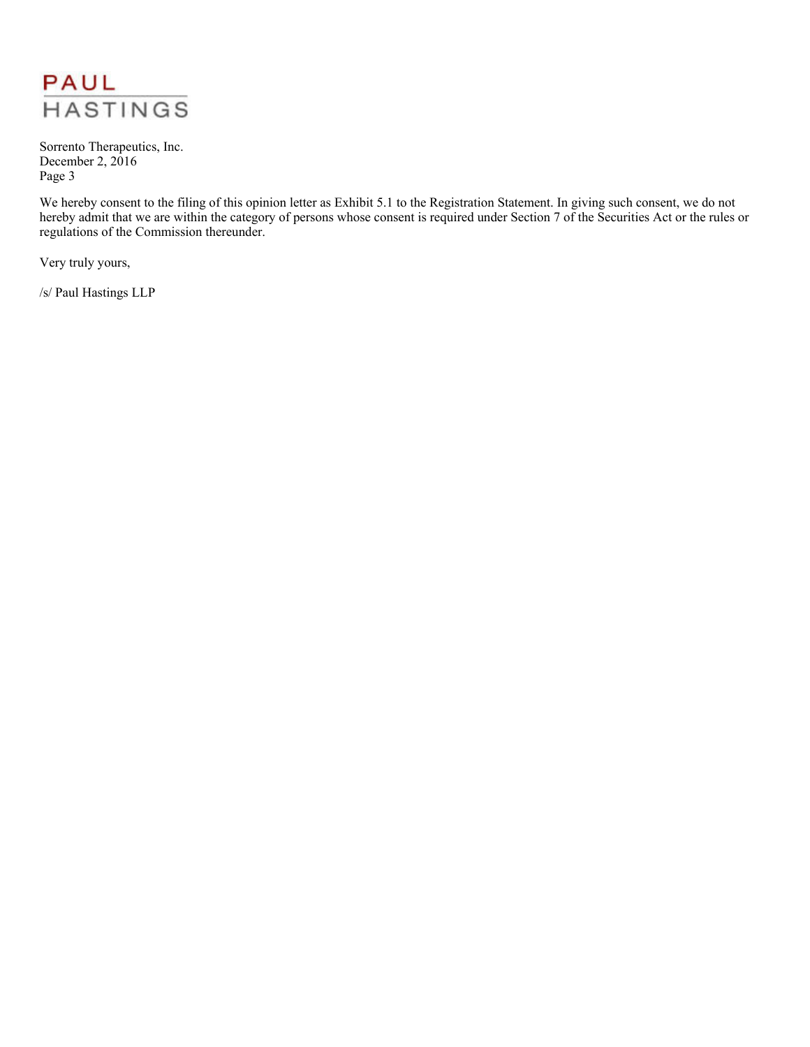We hereby consent to the filing of this opinion letter as Exhibit 5.1 to the Registration Statement. In giving such consent, we do not hereby admit that we are within the category of persons whose consent is required under Section 7 of the Securities Act or the rules or regulations of the Commission thereunder.

Very truly yours,

/s/ Paul Hastings LLP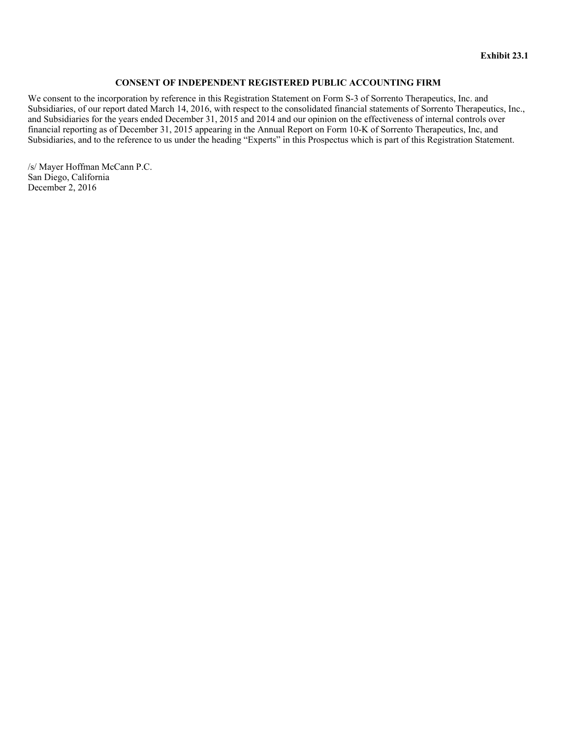**Exhibit 23.1**

## CONSENT OF INDEPENDENT REGISTERED PUBLIC ACCOUNTING FIRM

We consent to the incorporation by reference in this Registration Statement on Form S-3 of Sorrento Therapeutics, Inc. and Subsidiaries, of our report dated March 14, 2016, with respect to the consolidated financial statements of Sorrento Therapeutics, Inc., and Subsidiaries for the years ended December 31, 2015 and 2014 and our opinion on the effectiveness of internal controls over financial reporting as of December 31, 2015 appearing in the Annual Report on Form 10-K of Sorrento Therapeutics, Inc, and Subsidiaries, and to the reference to us under the heading "Experts" in this Prospectus which is part of this Registration Statement.

/s/ Mayer Hoffman McCann P.C.
San Diego, California
December 2, 2016